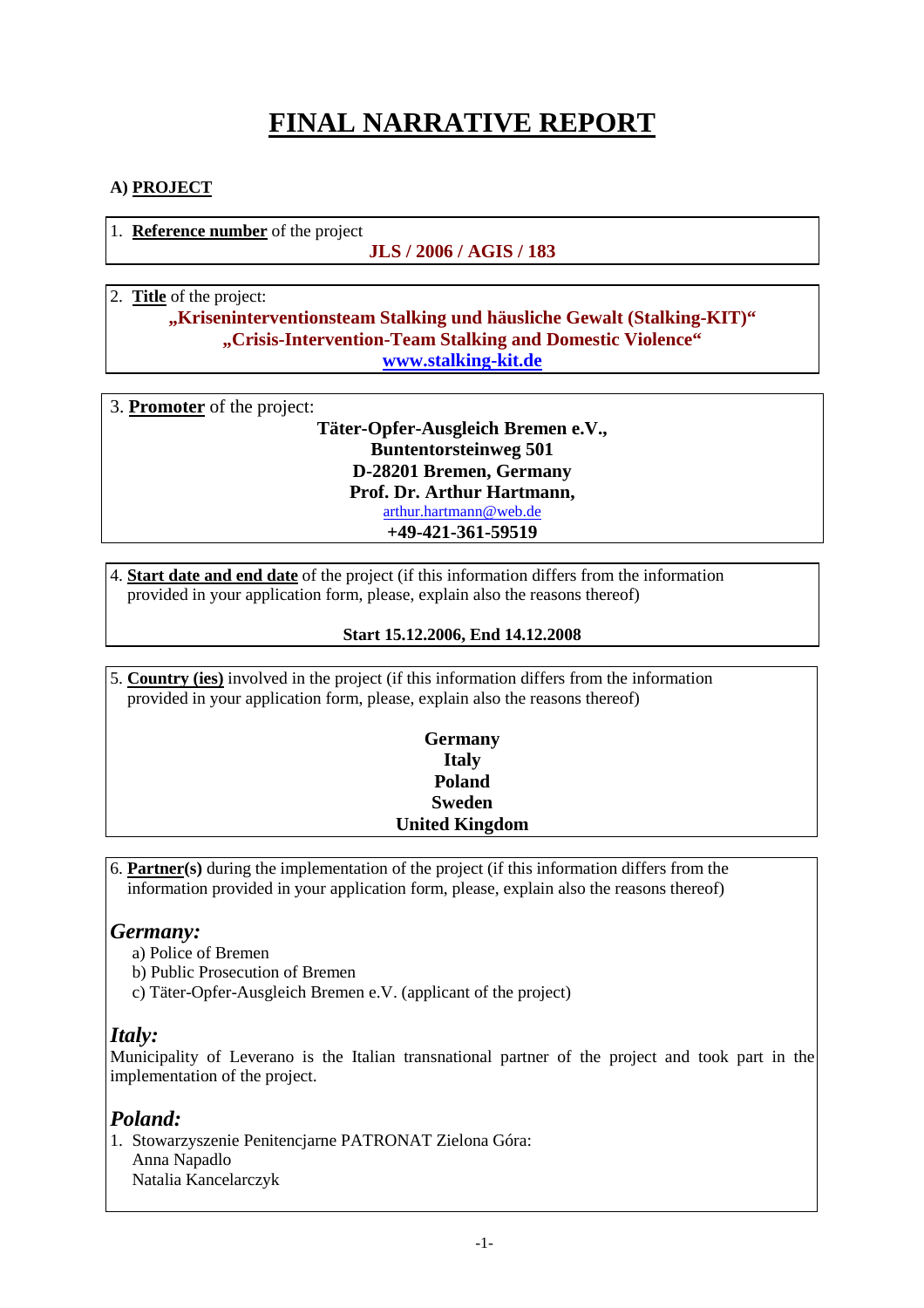# FINAL NARRATIVE REPORT

## A) PROJECT

1. **Reference number** of the project

**JLS / 2006 / AGIS / 183**

2. **Title** of the project:

**„Kriseninterventionsteam Stalking und häusliche Gewalt (Stalking-KIT)"**
**„Crisis-Intervention-Team Stalking and Domestic Violence"**
**www.stalking-kit.de**

3. **Promoter** of the project:

**Täter-Opfer-Ausgleich Bremen e.V.,**
**Buntentorsteinweg 501**
**D-28201 Bremen, Germany**
**Prof. Dr. Arthur Hartmann,**
arthur.hartmann@web.de
**+49-421-361-59519**

4. **Start date and end date** of the project (if this information differs from the information provided in your application form, please, explain also the reasons thereof)

**Start 15.12.2006, End 14.12.2008**

5. **Country (ies)** involved in the project (if this information differs from the information provided in your application form, please, explain also the reasons thereof)

**Germany**
**Italy**
**Poland**
**Sweden**
**United Kingdom**

6. **Partner(s)** during the implementation of the project (if this information differs from the information provided in your application form, please, explain also the reasons thereof)

### *Germany:*

a) Police of Bremen
b) Public Prosecution of Bremen
c) Täter-Opfer-Ausgleich Bremen e.V. (applicant of the project)

### *Italy:*

Municipality of Leverano is the Italian transnational partner of the project and took part in the implementation of the project.

### *Poland:*

1. Stowarzyszenie Penitencjarne PATRONAT Zielona Góra:
   Anna Napadlo
   Natalia Kancelarczyk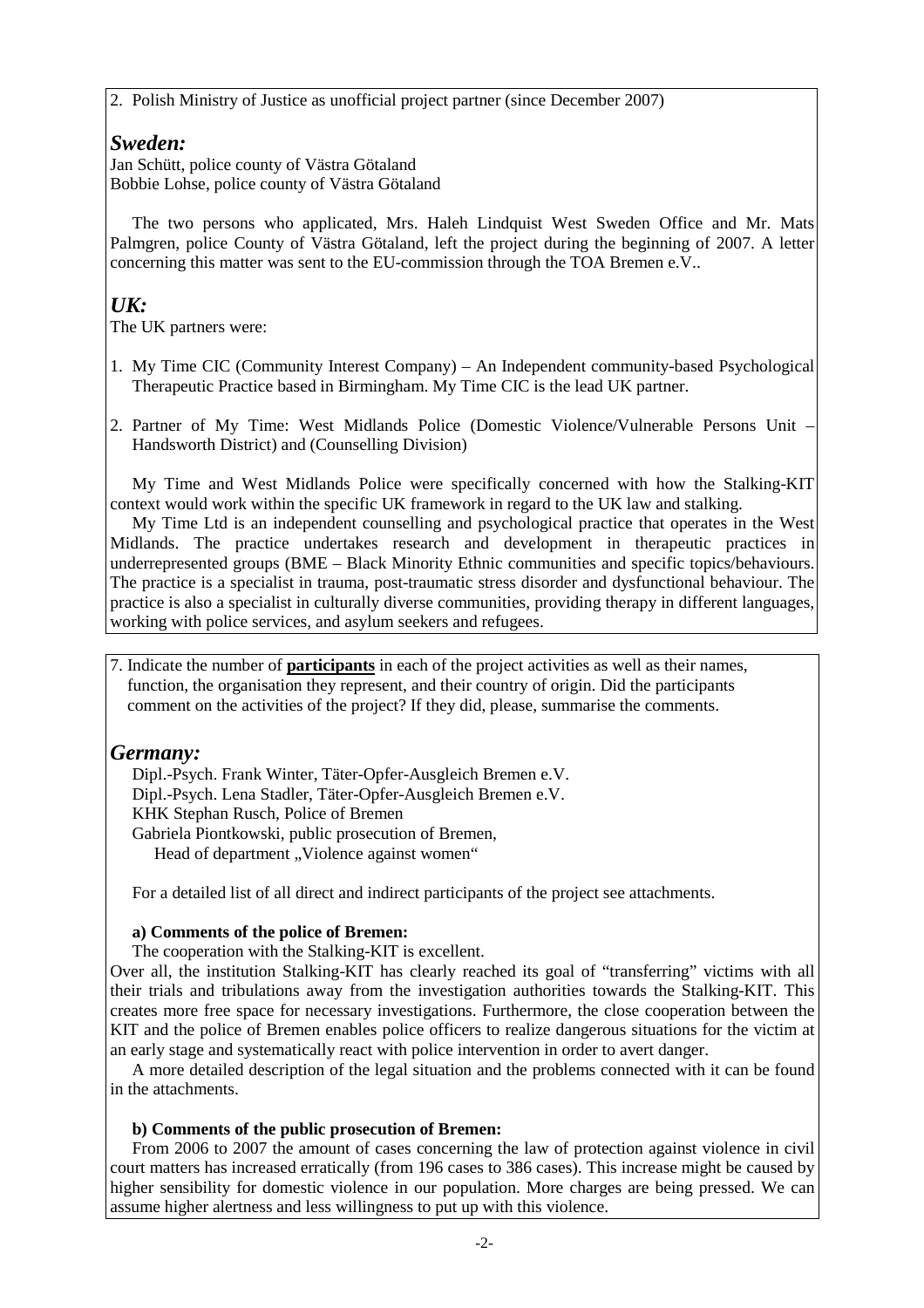2. Polish Ministry of Justice as unofficial project partner (since December 2007)

## *Sweden:*

Jan Schütt, police county of Västra Götaland
Bobbie Lohse, police county of Västra Götaland

The two persons who applicated, Mrs. Haleh Lindquist West Sweden Office and Mr. Mats Palmgren, police County of Västra Götaland, left the project during the beginning of 2007. A letter concerning this matter was sent to the EU-commission through the TOA Bremen e.V..

## *UK:*

The UK partners were:

1. My Time CIC (Community Interest Company) – An Independent community-based Psychological Therapeutic Practice based in Birmingham. My Time CIC is the lead UK partner.

2. Partner of My Time: West Midlands Police (Domestic Violence/Vulnerable Persons Unit – Handsworth District) and (Counselling Division)

My Time and West Midlands Police were specifically concerned with how the Stalking-KIT context would work within the specific UK framework in regard to the UK law and stalking.

My Time Ltd is an independent counselling and psychological practice that operates in the West Midlands. The practice undertakes research and development in therapeutic practices in underrepresented groups (BME – Black Minority Ethnic communities and specific topics/behaviours. The practice is a specialist in trauma, post-traumatic stress disorder and dysfunctional behaviour. The practice is also a specialist in culturally diverse communities, providing therapy in different languages, working with police services, and asylum seekers and refugees.

7. Indicate the number of **participants** in each of the project activities as well as their names, function, the organisation they represent, and their country of origin. Did the participants comment on the activities of the project? If they did, please, summarise the comments.

## *Germany:*

Dipl.-Psych. Frank Winter, Täter-Opfer-Ausgleich Bremen e.V.
Dipl.-Psych. Lena Stadler, Täter-Opfer-Ausgleich Bremen e.V.
KHK Stephan Rusch, Police of Bremen
Gabriela Piontkowski, public prosecution of Bremen,
Head of department „Violence against women"

For a detailed list of all direct and indirect participants of the project see attachments.

**a) Comments of the police of Bremen:**

The cooperation with the Stalking-KIT is excellent.

Over all, the institution Stalking-KIT has clearly reached its goal of "transferring" victims with all their trials and tribulations away from the investigation authorities towards the Stalking-KIT. This creates more free space for necessary investigations. Furthermore, the close cooperation between the KIT and the police of Bremen enables police officers to realize dangerous situations for the victim at an early stage and systematically react with police intervention in order to avert danger.

A more detailed description of the legal situation and the problems connected with it can be found in the attachments.

**b) Comments of the public prosecution of Bremen:**

From 2006 to 2007 the amount of cases concerning the law of protection against violence in civil court matters has increased erratically (from 196 cases to 386 cases). This increase might be caused by higher sensibility for domestic violence in our population. More charges are being pressed. We can assume higher alertness and less willingness to put up with this violence.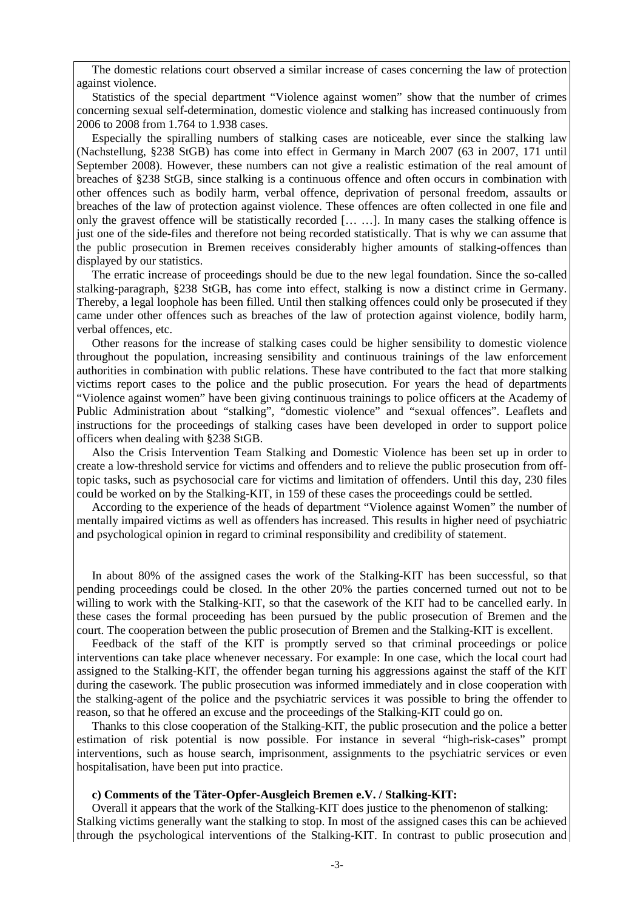The domestic relations court observed a similar increase of cases concerning the law of protection against violence.

Statistics of the special department "Violence against women" show that the number of crimes concerning sexual self-determination, domestic violence and stalking has increased continuously from 2006 to 2008 from 1.764 to 1.938 cases.

Especially the spiralling numbers of stalking cases are noticeable, ever since the stalking law (Nachstellung, §238 StGB) has come into effect in Germany in March 2007 (63 in 2007, 171 until September 2008). However, these numbers can not give a realistic estimation of the real amount of breaches of §238 StGB, since stalking is a continuous offence and often occurs in combination with other offences such as bodily harm, verbal offence, deprivation of personal freedom, assaults or breaches of the law of protection against violence. These offences are often collected in one file and only the gravest offence will be statistically recorded [… …]. In many cases the stalking offence is just one of the side-files and therefore not being recorded statistically. That is why we can assume that the public prosecution in Bremen receives considerably higher amounts of stalking-offences than displayed by our statistics.

The erratic increase of proceedings should be due to the new legal foundation. Since the so-called stalking-paragraph, §238 StGB, has come into effect, stalking is now a distinct crime in Germany. Thereby, a legal loophole has been filled. Until then stalking offences could only be prosecuted if they came under other offences such as breaches of the law of protection against violence, bodily harm, verbal offences, etc.

Other reasons for the increase of stalking cases could be higher sensibility to domestic violence throughout the population, increasing sensibility and continuous trainings of the law enforcement authorities in combination with public relations. These have contributed to the fact that more stalking victims report cases to the police and the public prosecution. For years the head of departments "Violence against women" have been giving continuous trainings to police officers at the Academy of Public Administration about "stalking", "domestic violence" and "sexual offences". Leaflets and instructions for the proceedings of stalking cases have been developed in order to support police officers when dealing with §238 StGB.

Also the Crisis Intervention Team Stalking and Domestic Violence has been set up in order to create a low-threshold service for victims and offenders and to relieve the public prosecution from off-topic tasks, such as psychosocial care for victims and limitation of offenders. Until this day, 230 files could be worked on by the Stalking-KIT, in 159 of these cases the proceedings could be settled.

According to the experience of the heads of department "Violence against Women" the number of mentally impaired victims as well as offenders has increased. This results in higher need of psychiatric and psychological opinion in regard to criminal responsibility and credibility of statement.

In about 80% of the assigned cases the work of the Stalking-KIT has been successful, so that pending proceedings could be closed. In the other 20% the parties concerned turned out not to be willing to work with the Stalking-KIT, so that the casework of the KIT had to be cancelled early. In these cases the formal proceeding has been pursued by the public prosecution of Bremen and the court. The cooperation between the public prosecution of Bremen and the Stalking-KIT is excellent.

Feedback of the staff of the KIT is promptly served so that criminal proceedings or police interventions can take place whenever necessary. For example: In one case, which the local court had assigned to the Stalking-KIT, the offender began turning his aggressions against the staff of the KIT during the casework. The public prosecution was informed immediately and in close cooperation with the stalking-agent of the police and the psychiatric services it was possible to bring the offender to reason, so that he offered an excuse and the proceedings of the Stalking-KIT could go on.

Thanks to this close cooperation of the Stalking-KIT, the public prosecution and the police a better estimation of risk potential is now possible. For instance in several "high-risk-cases" prompt interventions, such as house search, imprisonment, assignments to the psychiatric services or even hospitalisation, have been put into practice.

**c) Comments of the Täter-Opfer-Ausgleich Bremen e.V. / Stalking-KIT:**

Overall it appears that the work of the Stalking-KIT does justice to the phenomenon of stalking: Stalking victims generally want the stalking to stop. In most of the assigned cases this can be achieved through the psychological interventions of the Stalking-KIT. In contrast to public prosecution and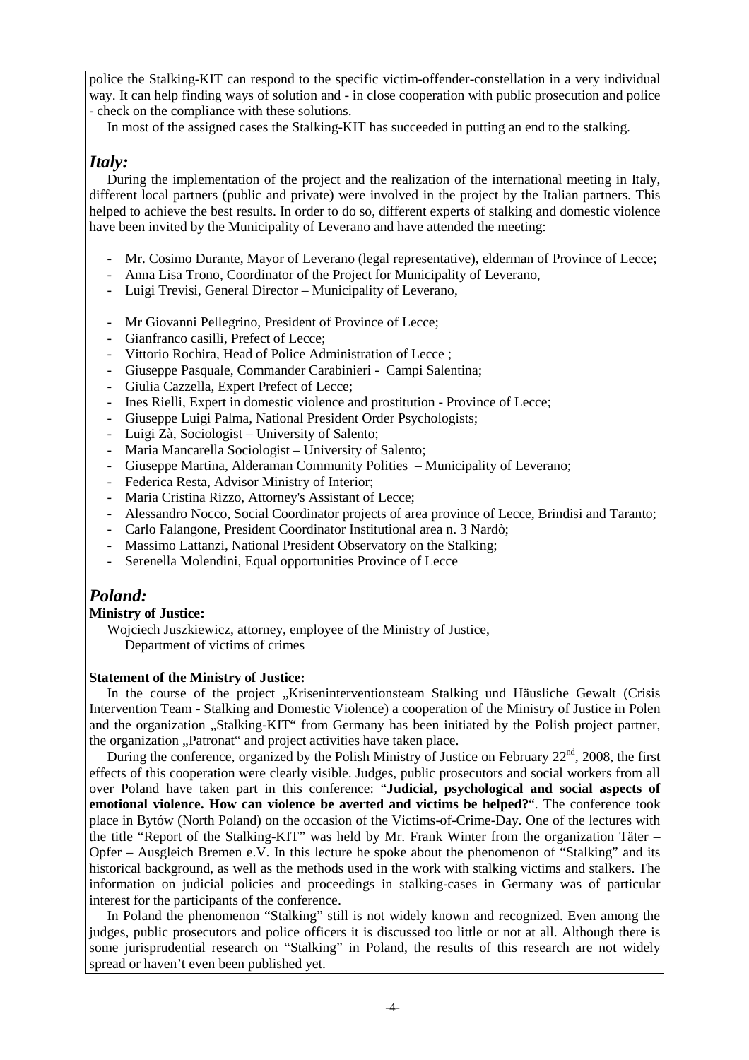police the Stalking-KIT can respond to the specific victim-offender-constellation in a very individual way. It can help finding ways of solution and - in close cooperation with public prosecution and police - check on the compliance with these solutions.

In most of the assigned cases the Stalking-KIT has succeeded in putting an end to the stalking.

## *Italy:*

During the implementation of the project and the realization of the international meeting in Italy, different local partners (public and private) were involved in the project by the Italian partners. This helped to achieve the best results. In order to do so, different experts of stalking and domestic violence have been invited by the Municipality of Leverano and have attended the meeting:

- Mr. Cosimo Durante, Mayor of Leverano (legal representative), elderman of Province of Lecce;
- Anna Lisa Trono, Coordinator of the Project for Municipality of Leverano,
- Luigi Trevisi, General Director – Municipality of Leverano,

- Mr Giovanni Pellegrino, President of Province of Lecce;
- Gianfranco casilli, Prefect of Lecce;
- Vittorio Rochira, Head of Police Administration of Lecce ;
- Giuseppe Pasquale, Commander Carabinieri - Campi Salentina;
- Giulia Cazzella, Expert Prefect of Lecce;
- Ines Rielli, Expert in domestic violence and prostitution - Province of Lecce;
- Giuseppe Luigi Palma, National President Order Psychologists;
- Luigi Zà, Sociologist – University of Salento;
- Maria Mancarella Sociologist – University of Salento;
- Giuseppe Martina, Alderaman Community Polities – Municipality of Leverano;
- Federica Resta, Advisor Ministry of Interior;
- Maria Cristina Rizzo, Attorney's Assistant of Lecce;
- Alessandro Nocco, Social Coordinator projects of area province of Lecce, Brindisi and Taranto;
- Carlo Falangone, President Coordinator Institutional area n. 3 Nardò;
- Massimo Lattanzi, National President Observatory on the Stalking;
- Serenella Molendini, Equal opportunities Province of Lecce

## *Poland:*

**Ministry of Justice:**

Wojciech Juszkiewicz, attorney, employee of the Ministry of Justice,
Department of victims of crimes

**Statement of the Ministry of Justice:**

In the course of the project „Kriseninterventionsteam Stalking und Häusliche Gewalt (Crisis Intervention Team - Stalking and Domestic Violence) a cooperation of the Ministry of Justice in Polen and the organization „Stalking-KIT" from Germany has been initiated by the Polish project partner, the organization „Patronat" and project activities have taken place.

During the conference, organized by the Polish Ministry of Justice on February 22nd, 2008, the first effects of this cooperation were clearly visible. Judges, public prosecutors and social workers from all over Poland have taken part in this conference: "**Judicial, psychological and social aspects of emotional violence. How can violence be averted and victims be helped?**". The conference took place in Bytów (North Poland) on the occasion of the Victims-of-Crime-Day. One of the lectures with the title "Report of the Stalking-KIT" was held by Mr. Frank Winter from the organization Täter – Opfer – Ausgleich Bremen e.V. In this lecture he spoke about the phenomenon of "Stalking" and its historical background, as well as the methods used in the work with stalking victims and stalkers. The information on judicial policies and proceedings in stalking-cases in Germany was of particular interest for the participants of the conference.

In Poland the phenomenon "Stalking" still is not widely known and recognized. Even among the judges, public prosecutors and police officers it is discussed too little or not at all. Although there is some jurisprudential research on "Stalking" in Poland, the results of this research are not widely spread or haven't even been published yet.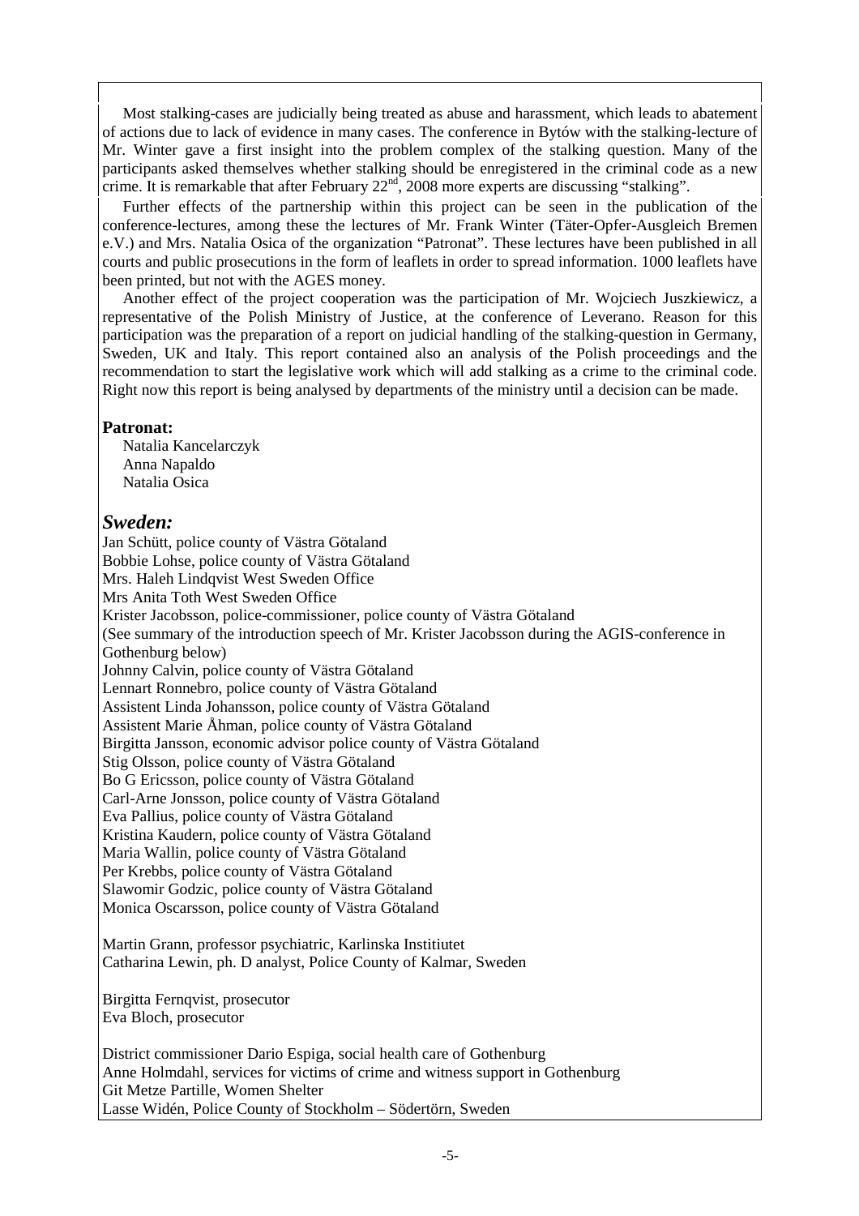Most stalking-cases are judicially being treated as abuse and harassment, which leads to abatement of actions due to lack of evidence in many cases. The conference in Bytów with the stalking-lecture of Mr. Winter gave a first insight into the problem complex of the stalking question. Many of the participants asked themselves whether stalking should be enregistered in the criminal code as a new crime. It is remarkable that after February 22[nd], 2008 more experts are discussing "stalking".

Further effects of the partnership within this project can be seen in the publication of the conference-lectures, among these the lectures of Mr. Frank Winter (Täter-Opfer-Ausgleich Bremen e.V.) and Mrs. Natalia Osica of the organization "Patronat". These lectures have been published in all courts and public prosecutions in the form of leaflets in order to spread information. 1000 leaflets have been printed, but not with the AGES money.

Another effect of the project cooperation was the participation of Mr. Wojciech Juszkiewicz, a representative of the Polish Ministry of Justice, at the conference of Leverano. Reason for this participation was the preparation of a report on judicial handling of the stalking-question in Germany, Sweden, UK and Italy. This report contained also an analysis of the Polish proceedings and the recommendation to start the legislative work which will add stalking as a crime to the criminal code. Right now this report is being analysed by departments of the ministry until a decision can be made.

**Patronat:**

Natalia Kancelarczyk
Anna Napaldo
Natalia Osica

## *Sweden:*

Jan Schütt, police county of Västra Götaland
Bobbie Lohse, police county of Västra Götaland
Mrs. Haleh Lindqvist West Sweden Office
Mrs Anita Toth West Sweden Office
Krister Jacobsson, police-commissioner, police county of Västra Götaland
(See summary of the introduction speech of Mr. Krister Jacobsson during the AGIS-conference in Gothenburg below)
Johnny Calvin, police county of Västra Götaland
Lennart Ronnebro, police county of Västra Götaland
Assistent Linda Johansson, police county of Västra Götaland
Assistent Marie Åhman, police county of Västra Götaland
Birgitta Jansson, economic advisor police county of Västra Götaland
Stig Olsson, police county of Västra Götaland
Bo G Ericsson, police county of Västra Götaland
Carl-Arne Jonsson, police county of Västra Götaland
Eva Pallius, police county of Västra Götaland
Kristina Kaudern, police county of Västra Götaland
Maria Wallin, police county of Västra Götaland
Per Krebbs, police county of Västra Götaland
Slawomir Godzic, police county of Västra Götaland
Monica Oscarsson, police county of Västra Götaland

Martin Grann, professor psychiatric, Karlinska Institiutet
Catharina Lewin, ph. D analyst, Police County of Kalmar, Sweden

Birgitta Fernqvist, prosecutor
Eva Bloch, prosecutor

District commissioner Dario Espiga, social health care of Gothenburg
Anne Holmdahl, services for victims of crime and witness support in Gothenburg
Git Metze Partille, Women Shelter
Lasse Widén, Police County of Stockholm – Södertörn, Sweden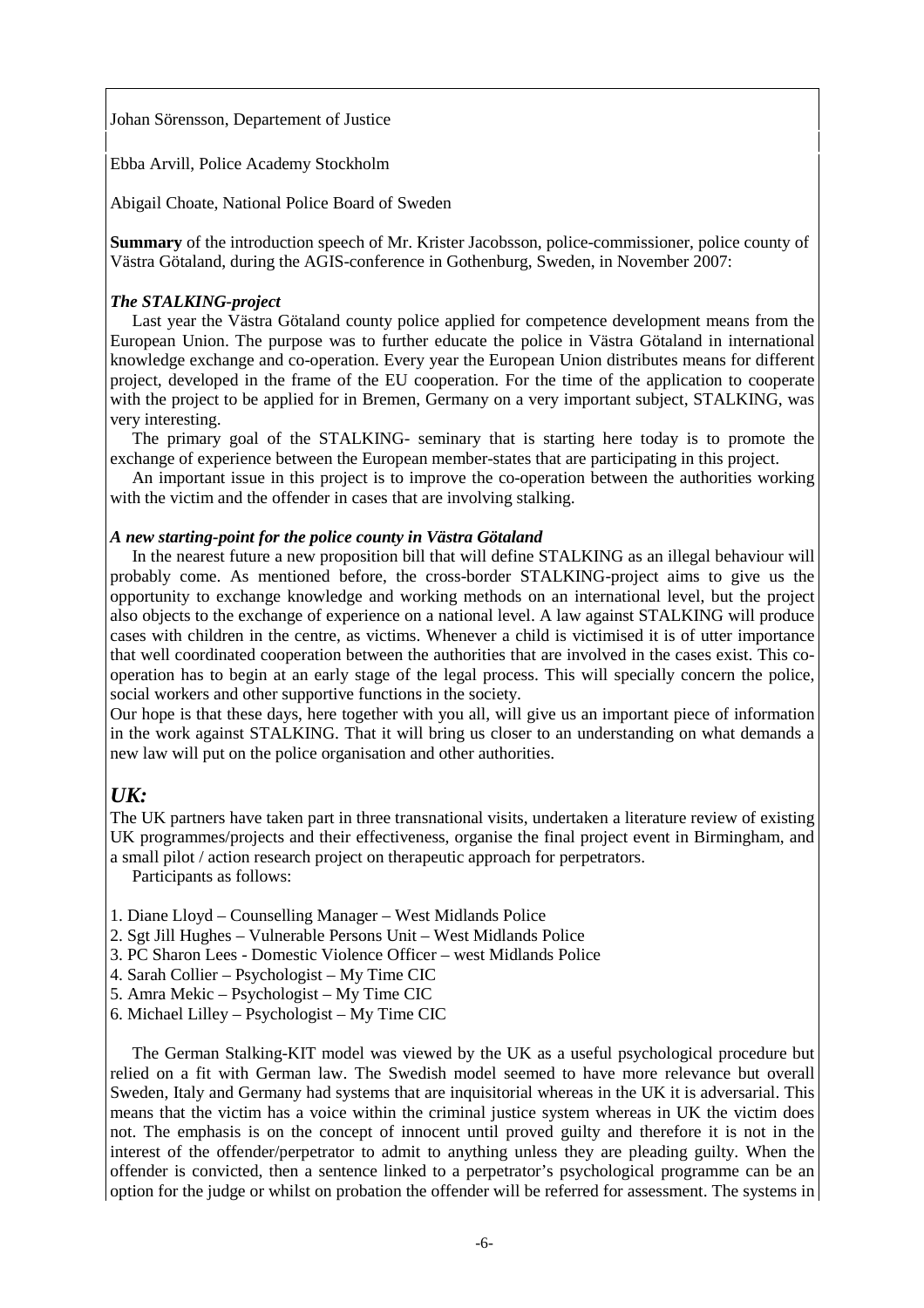Johan Sörensson, Departement of Justice

Ebba Arvill, Police Academy Stockholm

Abigail Choate, National Police Board of Sweden

**Summary** of the introduction speech of Mr. Krister Jacobsson, police-commissioner, police county of Västra Götaland, during the AGIS-conference in Gothenburg, Sweden, in November 2007:

***The STALKING-project***

Last year the Västra Götaland county police applied for competence development means from the European Union. The purpose was to further educate the police in Västra Götaland in international knowledge exchange and co-operation. Every year the European Union distributes means for different project, developed in the frame of the EU cooperation. For the time of the application to cooperate with the project to be applied for in Bremen, Germany on a very important subject, STALKING, was very interesting.

The primary goal of the STALKING- seminary that is starting here today is to promote the exchange of experience between the European member-states that are participating in this project.

An important issue in this project is to improve the co-operation between the authorities working with the victim and the offender in cases that are involving stalking.

***A new starting-point for the police county in Västra Götaland***

In the nearest future a new proposition bill that will define STALKING as an illegal behaviour will probably come. As mentioned before, the cross-border STALKING-project aims to give us the opportunity to exchange knowledge and working methods on an international level, but the project also objects to the exchange of experience on a national level. A law against STALKING will produce cases with children in the centre, as victims. Whenever a child is victimised it is of utter importance that well coordinated cooperation between the authorities that are involved in the cases exist. This co-operation has to begin at an early stage of the legal process. This will specially concern the police, social workers and other supportive functions in the society.

Our hope is that these days, here together with you all, will give us an important piece of information in the work against STALKING. That it will bring us closer to an understanding on what demands a new law will put on the police organisation and other authorities.

## *UK:*

The UK partners have taken part in three transnational visits, undertaken a literature review of existing UK programmes/projects and their effectiveness, organise the final project event in Birmingham, and a small pilot / action research project on therapeutic approach for perpetrators.

Participants as follows:

1. Diane Lloyd – Counselling Manager – West Midlands Police
2. Sgt Jill Hughes – Vulnerable Persons Unit – West Midlands Police
3. PC Sharon Lees - Domestic Violence Officer – west Midlands Police
4. Sarah Collier – Psychologist – My Time CIC
5. Amra Mekic – Psychologist – My Time CIC
6. Michael Lilley – Psychologist – My Time CIC

The German Stalking-KIT model was viewed by the UK as a useful psychological procedure but relied on a fit with German law. The Swedish model seemed to have more relevance but overall Sweden, Italy and Germany had systems that are inquisitorial whereas in the UK it is adversarial. This means that the victim has a voice within the criminal justice system whereas in UK the victim does not. The emphasis is on the concept of innocent until proved guilty and therefore it is not in the interest of the offender/perpetrator to admit to anything unless they are pleading guilty. When the offender is convicted, then a sentence linked to a perpetrator's psychological programme can be an option for the judge or whilst on probation the offender will be referred for assessment. The systems in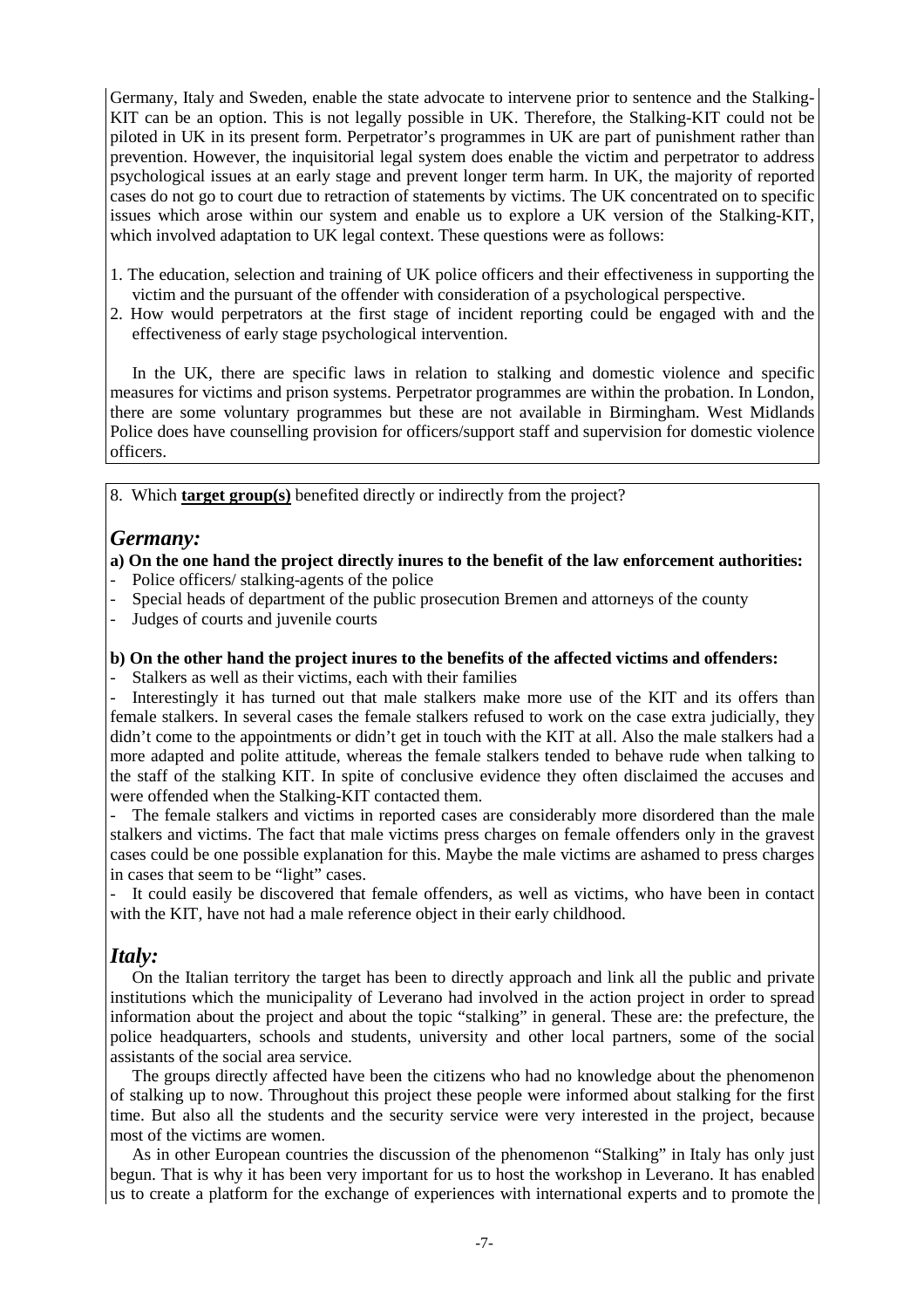Germany, Italy and Sweden, enable the state advocate to intervene prior to sentence and the Stalking-KIT can be an option. This is not legally possible in UK. Therefore, the Stalking-KIT could not be piloted in UK in its present form. Perpetrator's programmes in UK are part of punishment rather than prevention. However, the inquisitorial legal system does enable the victim and perpetrator to address psychological issues at an early stage and prevent longer term harm. In UK, the majority of reported cases do not go to court due to retraction of statements by victims. The UK concentrated on to specific issues which arose within our system and enable us to explore a UK version of the Stalking-KIT, which involved adaptation to UK legal context. These questions were as follows:

1. The education, selection and training of UK police officers and their effectiveness in supporting the victim and the pursuant of the offender with consideration of a psychological perspective.
2. How would perpetrators at the first stage of incident reporting could be engaged with and the effectiveness of early stage psychological intervention.

In the UK, there are specific laws in relation to stalking and domestic violence and specific measures for victims and prison systems. Perpetrator programmes are within the probation. In London, there are some voluntary programmes but these are not available in Birmingham. West Midlands Police does have counselling provision for officers/support staff and supervision for domestic violence officers.

8. Which **target group(s)** benefited directly or indirectly from the project?

## *Germany:*

**a) On the one hand the project directly inures to the benefit of the law enforcement authorities:**

- Police officers/ stalking-agents of the police
- Special heads of department of the public prosecution Bremen and attorneys of the county
- Judges of courts and juvenile courts

**b) On the other hand the project inures to the benefits of the affected victims and offenders:**

- Stalkers as well as their victims, each with their families
- Interestingly it has turned out that male stalkers make more use of the KIT and its offers than female stalkers. In several cases the female stalkers refused to work on the case extra judicially, they didn't come to the appointments or didn't get in touch with the KIT at all. Also the male stalkers had a more adapted and polite attitude, whereas the female stalkers tended to behave rude when talking to the staff of the stalking KIT. In spite of conclusive evidence they often disclaimed the accuses and were offended when the Stalking-KIT contacted them.
- The female stalkers and victims in reported cases are considerably more disordered than the male stalkers and victims. The fact that male victims press charges on female offenders only in the gravest cases could be one possible explanation for this. Maybe the male victims are ashamed to press charges in cases that seem to be "light" cases.
- It could easily be discovered that female offenders, as well as victims, who have been in contact with the KIT, have not had a male reference object in their early childhood.

## *Italy:*

On the Italian territory the target has been to directly approach and link all the public and private institutions which the municipality of Leverano had involved in the action project in order to spread information about the project and about the topic "stalking" in general. These are: the prefecture, the police headquarters, schools and students, university and other local partners, some of the social assistants of the social area service.

The groups directly affected have been the citizens who had no knowledge about the phenomenon of stalking up to now. Throughout this project these people were informed about stalking for the first time. But also all the students and the security service were very interested in the project, because most of the victims are women.

As in other European countries the discussion of the phenomenon "Stalking" in Italy has only just begun. That is why it has been very important for us to host the workshop in Leverano. It has enabled us to create a platform for the exchange of experiences with international experts and to promote the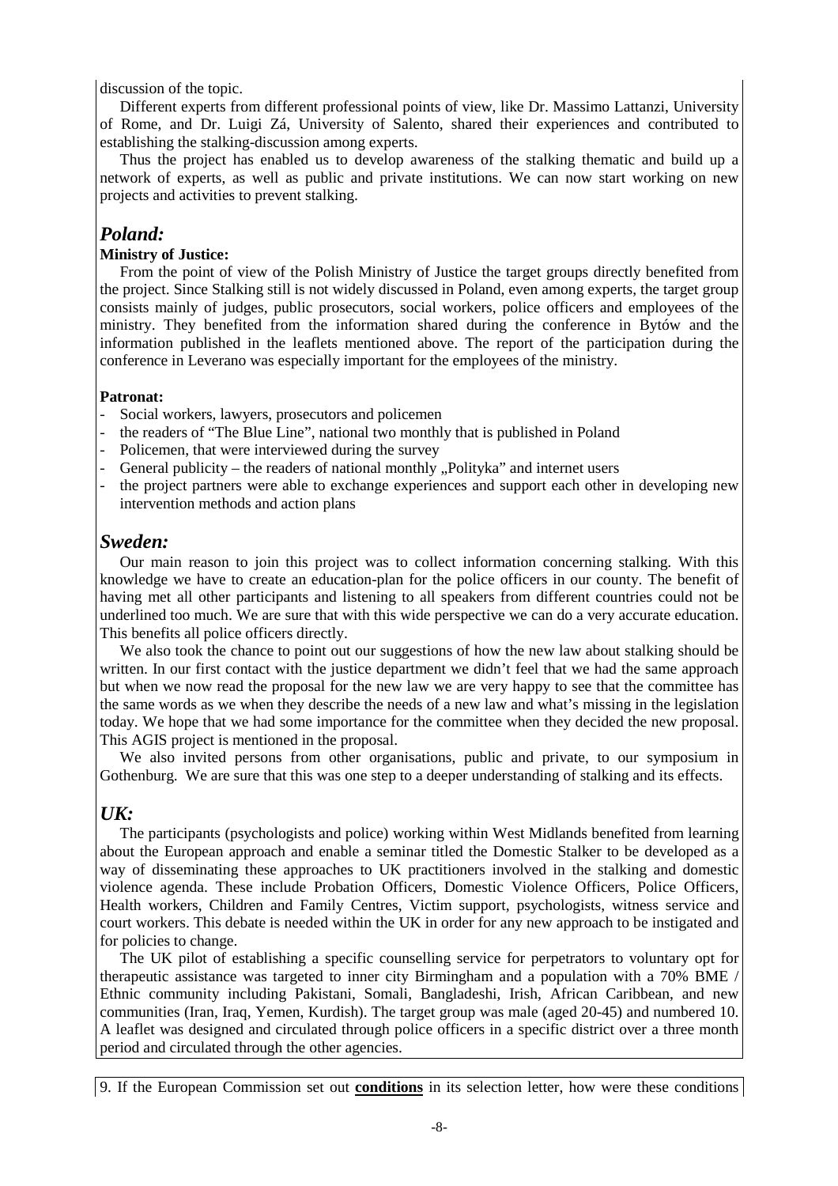discussion of the topic.

Different experts from different professional points of view, like Dr. Massimo Lattanzi, University of Rome, and Dr. Luigi Zá, University of Salento, shared their experiences and contributed to establishing the stalking-discussion among experts.

Thus the project has enabled us to develop awareness of the stalking thematic and build up a network of experts, as well as public and private institutions. We can now start working on new projects and activities to prevent stalking.

## *Poland:*

**Ministry of Justice:**

From the point of view of the Polish Ministry of Justice the target groups directly benefited from the project. Since Stalking still is not widely discussed in Poland, even among experts, the target group consists mainly of judges, public prosecutors, social workers, police officers and employees of the ministry. They benefited from the information shared during the conference in Bytów and the information published in the leaflets mentioned above. The report of the participation during the conference in Leverano was especially important for the employees of the ministry.

**Patronat:**

- Social workers, lawyers, prosecutors and policemen
- the readers of "The Blue Line", national two monthly that is published in Poland
- Policemen, that were interviewed during the survey
- General publicity – the readers of national monthly „Polityka" and internet users
- the project partners were able to exchange experiences and support each other in developing new intervention methods and action plans

## *Sweden:*

Our main reason to join this project was to collect information concerning stalking. With this knowledge we have to create an education-plan for the police officers in our county. The benefit of having met all other participants and listening to all speakers from different countries could not be underlined too much. We are sure that with this wide perspective we can do a very accurate education. This benefits all police officers directly.

We also took the chance to point out our suggestions of how the new law about stalking should be written. In our first contact with the justice department we didn't feel that we had the same approach but when we now read the proposal for the new law we are very happy to see that the committee has the same words as we when they describe the needs of a new law and what's missing in the legislation today. We hope that we had some importance for the committee when they decided the new proposal. This AGIS project is mentioned in the proposal.

We also invited persons from other organisations, public and private, to our symposium in Gothenburg. We are sure that this was one step to a deeper understanding of stalking and its effects.

## *UK:*

The participants (psychologists and police) working within West Midlands benefited from learning about the European approach and enable a seminar titled the Domestic Stalker to be developed as a way of disseminating these approaches to UK practitioners involved in the stalking and domestic violence agenda. These include Probation Officers, Domestic Violence Officers, Police Officers, Health workers, Children and Family Centres, Victim support, psychologists, witness service and court workers. This debate is needed within the UK in order for any new approach to be instigated and for policies to change.

The UK pilot of establishing a specific counselling service for perpetrators to voluntary opt for therapeutic assistance was targeted to inner city Birmingham and a population with a 70% BME / Ethnic community including Pakistani, Somali, Bangladeshi, Irish, African Caribbean, and new communities (Iran, Iraq, Yemen, Kurdish). The target group was male (aged 20-45) and numbered 10. A leaflet was designed and circulated through police officers in a specific district over a three month period and circulated through the other agencies.

9. If the European Commission set out **conditions** in its selection letter, how were these conditions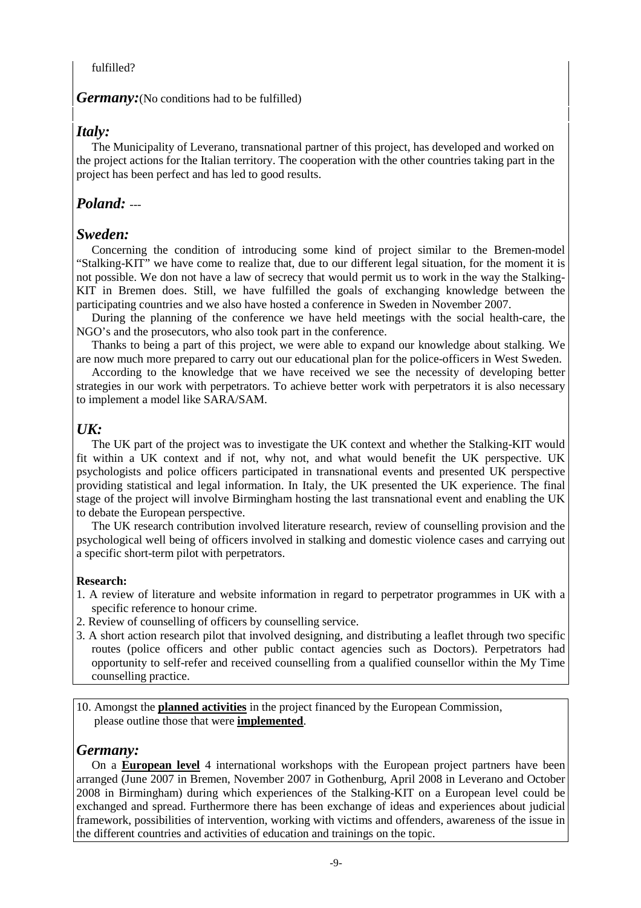fulfilled?

***Germany:*** (No conditions had to be fulfilled)

## *Italy:*

The Municipality of Leverano, transnational partner of this project, has developed and worked on the project actions for the Italian territory. The cooperation with the other countries taking part in the project has been perfect and has led to good results.

## *Poland:* ---

## *Sweden:*

Concerning the condition of introducing some kind of project similar to the Bremen-model "Stalking-KIT" we have come to realize that, due to our different legal situation, for the moment it is not possible. We don not have a law of secrecy that would permit us to work in the way the Stalking-KIT in Bremen does. Still, we have fulfilled the goals of exchanging knowledge between the participating countries and we also have hosted a conference in Sweden in November 2007.

During the planning of the conference we have held meetings with the social health-care, the NGO's and the prosecutors, who also took part in the conference.

Thanks to being a part of this project, we were able to expand our knowledge about stalking. We are now much more prepared to carry out our educational plan for the police-officers in West Sweden.

According to the knowledge that we have received we see the necessity of developing better strategies in our work with perpetrators. To achieve better work with perpetrators it is also necessary to implement a model like SARA/SAM.

## *UK:*

The UK part of the project was to investigate the UK context and whether the Stalking-KIT would fit within a UK context and if not, why not, and what would benefit the UK perspective. UK psychologists and police officers participated in transnational events and presented UK perspective providing statistical and legal information. In Italy, the UK presented the UK experience. The final stage of the project will involve Birmingham hosting the last transnational event and enabling the UK to debate the European perspective.

The UK research contribution involved literature research, review of counselling provision and the psychological well being of officers involved in stalking and domestic violence cases and carrying out a specific short-term pilot with perpetrators.

**Research:**

1. A review of literature and website information in regard to perpetrator programmes in UK with a specific reference to honour crime.
2. Review of counselling of officers by counselling service.
3. A short action research pilot that involved designing, and distributing a leaflet through two specific routes (police officers and other public contact agencies such as Doctors). Perpetrators had opportunity to self-refer and received counselling from a qualified counsellor within the My Time counselling practice.

10. Amongst the **planned activities** in the project financed by the European Commission, please outline those that were **implemented**.

## *Germany:*

On a **European level** 4 international workshops with the European project partners have been arranged (June 2007 in Bremen, November 2007 in Gothenburg, April 2008 in Leverano and October 2008 in Birmingham) during which experiences of the Stalking-KIT on a European level could be exchanged and spread. Furthermore there has been exchange of ideas and experiences about judicial framework, possibilities of intervention, working with victims and offenders, awareness of the issue in the different countries and activities of education and trainings on the topic.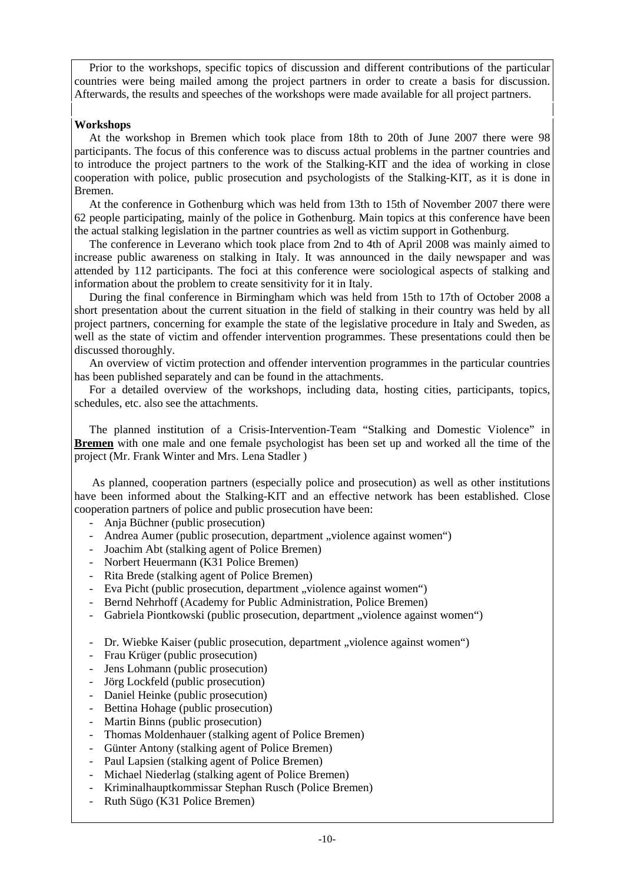Prior to the workshops, specific topics of discussion and different contributions of the particular countries were being mailed among the project partners in order to create a basis for discussion. Afterwards, the results and speeches of the workshops were made available for all project partners.

**Workshops**

At the workshop in Bremen which took place from 18th to 20th of June 2007 there were 98 participants. The focus of this conference was to discuss actual problems in the partner countries and to introduce the project partners to the work of the Stalking-KIT and the idea of working in close cooperation with police, public prosecution and psychologists of the Stalking-KIT, as it is done in Bremen.

At the conference in Gothenburg which was held from 13th to 15th of November 2007 there were 62 people participating, mainly of the police in Gothenburg. Main topics at this conference have been the actual stalking legislation in the partner countries as well as victim support in Gothenburg.

The conference in Leverano which took place from 2nd to 4th of April 2008 was mainly aimed to increase public awareness on stalking in Italy. It was announced in the daily newspaper and was attended by 112 participants. The foci at this conference were sociological aspects of stalking and information about the problem to create sensitivity for it in Italy.

During the final conference in Birmingham which was held from 15th to 17th of October 2008 a short presentation about the current situation in the field of stalking in their country was held by all project partners, concerning for example the state of the legislative procedure in Italy and Sweden, as well as the state of victim and offender intervention programmes. These presentations could then be discussed thoroughly.

An overview of victim protection and offender intervention programmes in the particular countries has been published separately and can be found in the attachments.

For a detailed overview of the workshops, including data, hosting cities, participants, topics, schedules, etc. also see the attachments.

The planned institution of a Crisis-Intervention-Team "Stalking and Domestic Violence" in **<u>Bremen</u>** with one male and one female psychologist has been set up and worked all the time of the project (Mr. Frank Winter and Mrs. Lena Stadler )

As planned, cooperation partners (especially police and prosecution) as well as other institutions have been informed about the Stalking-KIT and an effective network has been established. Close cooperation partners of police and public prosecution have been:

- Anja Büchner (public prosecution)
- Andrea Aumer (public prosecution, department „violence against women")
- Joachim Abt (stalking agent of Police Bremen)
- Norbert Heuermann (K31 Police Bremen)
- Rita Brede (stalking agent of Police Bremen)
- Eva Picht (public prosecution, department „violence against women")
- Bernd Nehrhoff (Academy for Public Administration, Police Bremen)
- Gabriela Piontkowski (public prosecution, department „violence against women")
- Dr. Wiebke Kaiser (public prosecution, department „violence against women")
- Frau Krüger (public prosecution)
- Jens Lohmann (public prosecution)
- Jörg Lockfeld (public prosecution)
- Daniel Heinke (public prosecution)
- Bettina Hohage (public prosecution)
- Martin Binns (public prosecution)
- Thomas Moldenhauer (stalking agent of Police Bremen)
- Günter Antony (stalking agent of Police Bremen)
- Paul Lapsien (stalking agent of Police Bremen)
- Michael Niederlag (stalking agent of Police Bremen)
- Kriminalhauptkommissar Stephan Rusch (Police Bremen)
- Ruth Sügo (K31 Police Bremen)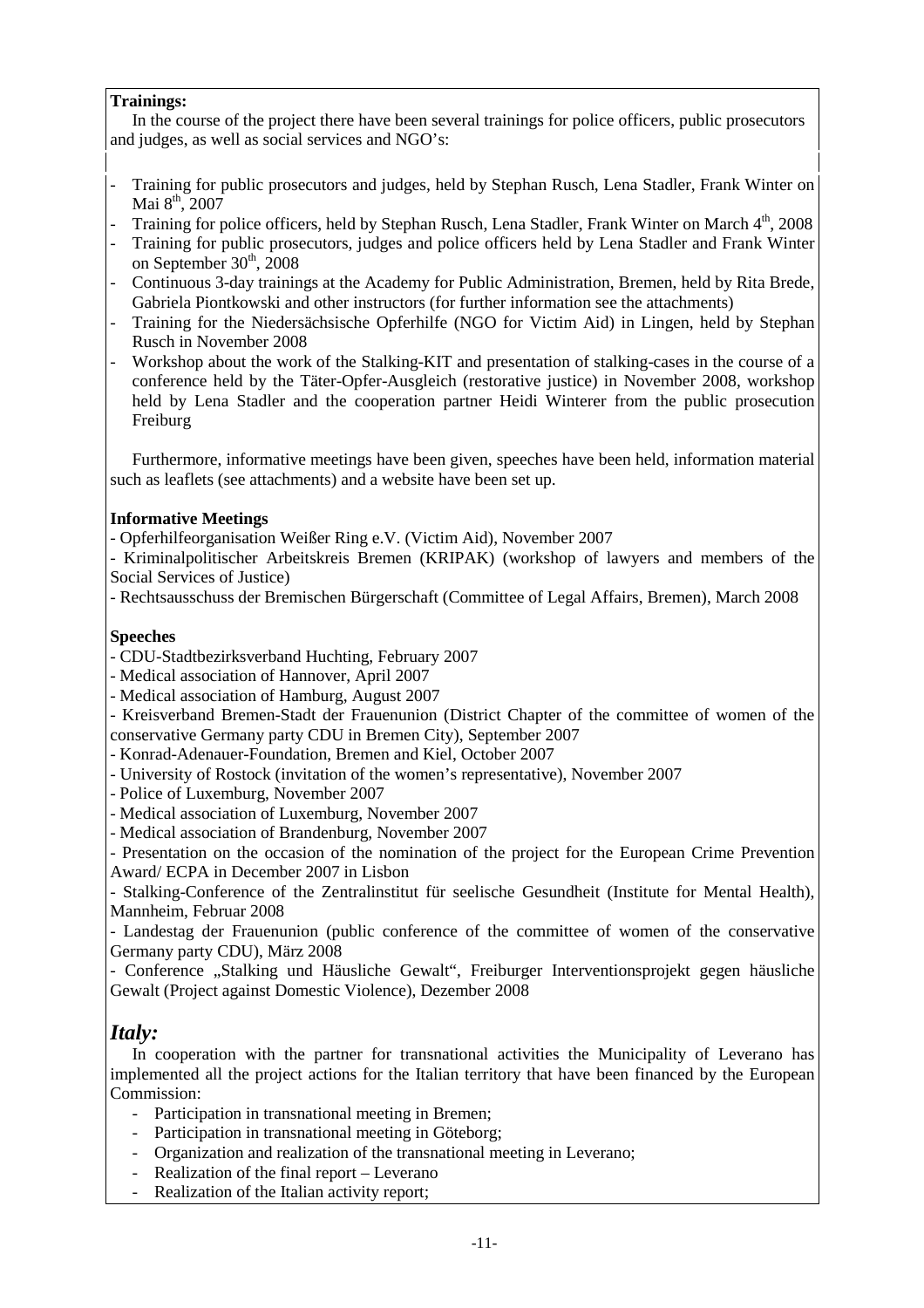**Trainings:**

In the course of the project there have been several trainings for police officers, public prosecutors and judges, as well as social services and NGO's:

- Training for public prosecutors and judges, held by Stephan Rusch, Lena Stadler, Frank Winter on Mai 8th, 2007
- Training for police officers, held by Stephan Rusch, Lena Stadler, Frank Winter on March 4th, 2008
- Training for public prosecutors, judges and police officers held by Lena Stadler and Frank Winter on September 30th, 2008
- Continuous 3-day trainings at the Academy for Public Administration, Bremen, held by Rita Brede, Gabriela Piontkowski and other instructors (for further information see the attachments)
- Training for the Niedersächsische Opferhilfe (NGO for Victim Aid) in Lingen, held by Stephan Rusch in November 2008
- Workshop about the work of the Stalking-KIT and presentation of stalking-cases in the course of a conference held by the Täter-Opfer-Ausgleich (restorative justice) in November 2008, workshop held by Lena Stadler and the cooperation partner Heidi Winterer from the public prosecution Freiburg

Furthermore, informative meetings have been given, speeches have been held, information material such as leaflets (see attachments) and a website have been set up.

**Informative Meetings**

- Opferhilfeorganisation Weißer Ring e.V. (Victim Aid), November 2007
- Kriminalpolitischer Arbeitskreis Bremen (KRIPAK) (workshop of lawyers and members of the Social Services of Justice)
- Rechtsausschuss der Bremischen Bürgerschaft (Committee of Legal Affairs, Bremen), March 2008

**Speeches**

- CDU-Stadtbezirksverband Huchting, February 2007
- Medical association of Hannover, April 2007
- Medical association of Hamburg, August 2007
- Kreisverband Bremen-Stadt der Frauenunion (District Chapter of the committee of women of the conservative Germany party CDU in Bremen City), September 2007
- Konrad-Adenauer-Foundation, Bremen and Kiel, October 2007
- University of Rostock (invitation of the women's representative), November 2007
- Police of Luxemburg, November 2007
- Medical association of Luxemburg, November 2007
- Medical association of Brandenburg, November 2007
- Presentation on the occasion of the nomination of the project for the European Crime Prevention Award/ ECPA in December 2007 in Lisbon
- Stalking-Conference of the Zentralinstitut für seelische Gesundheit (Institute for Mental Health), Mannheim, Februar 2008
- Landestag der Frauenunion (public conference of the committee of women of the conservative Germany party CDU), März 2008
- Conference „Stalking und Häusliche Gewalt", Freiburger Interventionsprojekt gegen häusliche Gewalt (Project against Domestic Violence), Dezember 2008

## *Italy:*

In cooperation with the partner for transnational activities the Municipality of Leverano has implemented all the project actions for the Italian territory that have been financed by the European Commission:

- Participation in transnational meeting in Bremen;
- Participation in transnational meeting in Göteborg;
- Organization and realization of the transnational meeting in Leverano;
- Realization of the final report – Leverano
- Realization of the Italian activity report;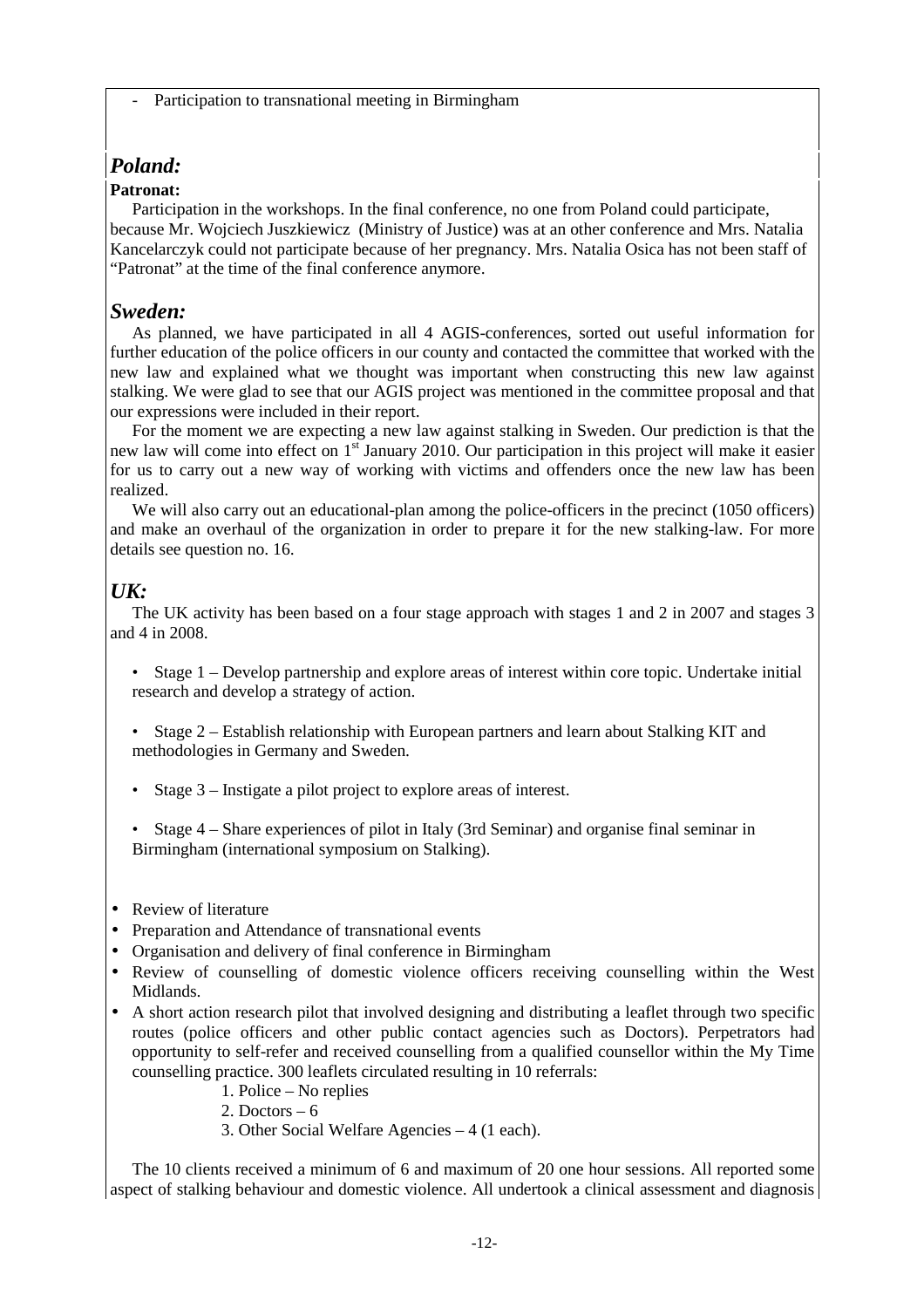- Participation to transnational meeting in Birmingham

## *Poland:*

**Patronat:**

Participation in the workshops. In the final conference, no one from Poland could participate, because Mr. Wojciech Juszkiewicz (Ministry of Justice) was at an other conference and Mrs. Natalia Kancelarczyk could not participate because of her pregnancy. Mrs. Natalia Osica has not been staff of "Patronat" at the time of the final conference anymore.

## *Sweden:*

As planned, we have participated in all 4 AGIS-conferences, sorted out useful information for further education of the police officers in our county and contacted the committee that worked with the new law and explained what we thought was important when constructing this new law against stalking. We were glad to see that our AGIS project was mentioned in the committee proposal and that our expressions were included in their report.

For the moment we are expecting a new law against stalking in Sweden. Our prediction is that the new law will come into effect on 1st January 2010. Our participation in this project will make it easier for us to carry out a new way of working with victims and offenders once the new law has been realized.

We will also carry out an educational-plan among the police-officers in the precinct (1050 officers) and make an overhaul of the organization in order to prepare it for the new stalking-law. For more details see question no. 16.

## *UK:*

The UK activity has been based on a four stage approach with stages 1 and 2 in 2007 and stages 3 and 4 in 2008.

- Stage 1 – Develop partnership and explore areas of interest within core topic. Undertake initial research and develop a strategy of action.
- Stage 2 – Establish relationship with European partners and learn about Stalking KIT and methodologies in Germany and Sweden.
- Stage 3 – Instigate a pilot project to explore areas of interest.
- Stage 4 – Share experiences of pilot in Italy (3rd Seminar) and organise final seminar in Birmingham (international symposium on Stalking).

- Review of literature
- Preparation and Attendance of transnational events
- Organisation and delivery of final conference in Birmingham
- Review of counselling of domestic violence officers receiving counselling within the West Midlands.
- A short action research pilot that involved designing and distributing a leaflet through two specific routes (police officers and other public contact agencies such as Doctors). Perpetrators had opportunity to self-refer and received counselling from a qualified counsellor within the My Time counselling practice. 300 leaflets circulated resulting in 10 referrals:
    1. Police – No replies
    2. Doctors – 6
    3. Other Social Welfare Agencies – 4 (1 each).

The 10 clients received a minimum of 6 and maximum of 20 one hour sessions. All reported some aspect of stalking behaviour and domestic violence. All undertook a clinical assessment and diagnosis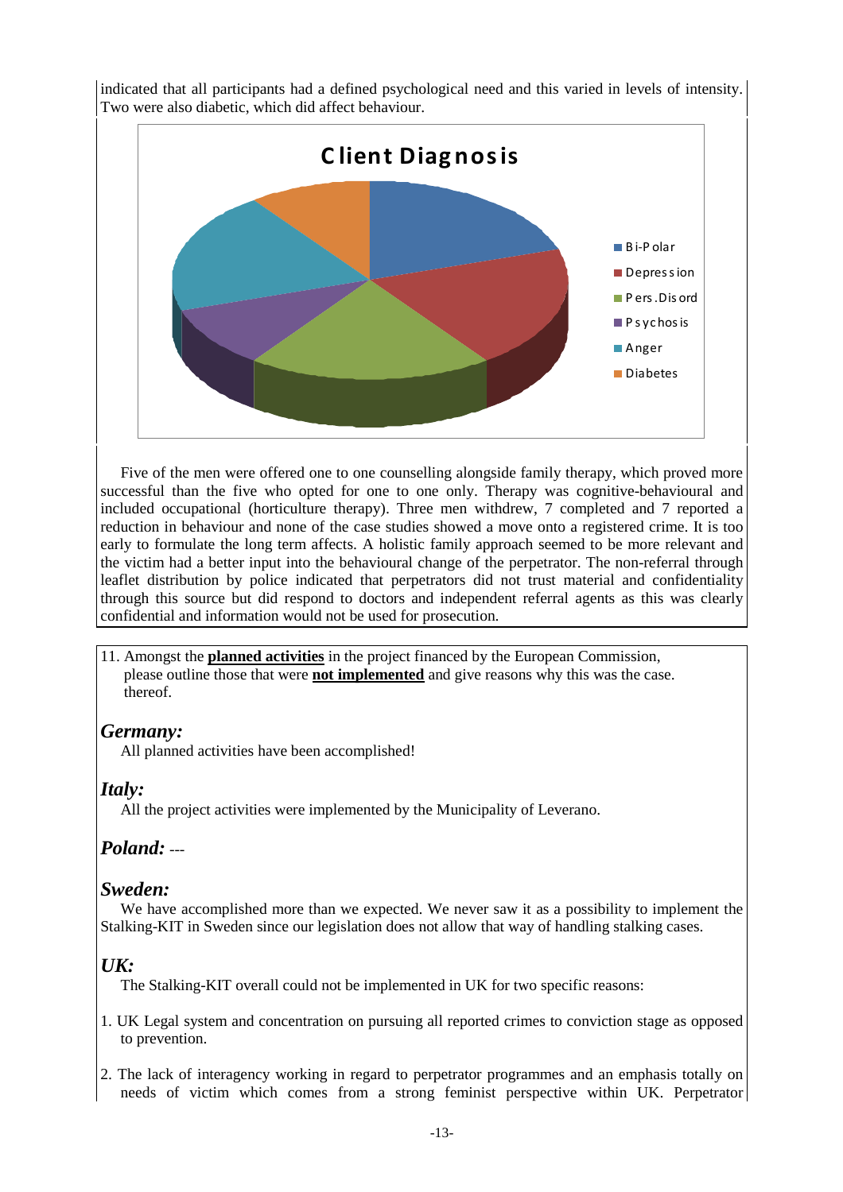indicated that all participants had a defined psychological need and this varied in levels of intensity. Two were also diabetic, which did affect behaviour.

**Client Diagnosis**

- Bi-Polar
- Depression
- Pers.Disord
- Psychosis
- Anger
- Diabetes

Five of the men were offered one to one counselling alongside family therapy, which proved more successful than the five who opted for one to one only. Therapy was cognitive-behavioural and included occupational (horticulture therapy). Three men withdrew, 7 completed and 7 reported a reduction in behaviour and none of the case studies showed a move onto a registered crime. It is too early to formulate the long term affects. A holistic family approach seemed to be more relevant and the victim had a better input into the behavioural change of the perpetrator. The non-referral through leaflet distribution by police indicated that perpetrators did not trust material and confidentiality through this source but did respond to doctors and independent referral agents as this was clearly confidential and information would not be used for prosecution.

11. Amongst the **planned activities** in the project financed by the European Commission, please outline those that were **not implemented** and give reasons why this was the case. thereof.

## *Germany:*

All planned activities have been accomplished!

## *Italy:*

All the project activities were implemented by the Municipality of Leverano.

## *Poland:* ---

## *Sweden:*

We have accomplished more than we expected. We never saw it as a possibility to implement the Stalking-KIT in Sweden since our legislation does not allow that way of handling stalking cases.

## *UK:*

The Stalking-KIT overall could not be implemented in UK for two specific reasons:

1. UK Legal system and concentration on pursuing all reported crimes to conviction stage as opposed to prevention.

2. The lack of interagency working in regard to perpetrator programmes and an emphasis totally on needs of victim which comes from a strong feminist perspective within UK. Perpetrator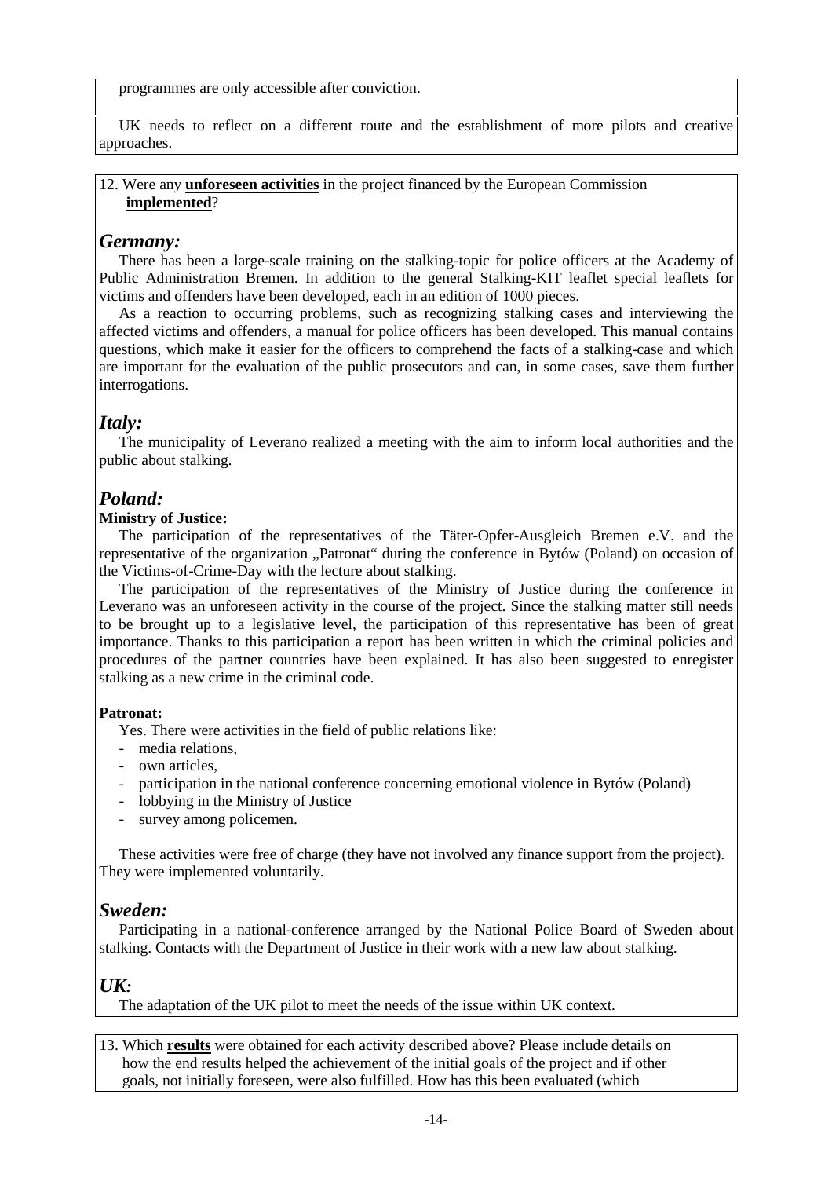programmes are only accessible after conviction.

UK needs to reflect on a different route and the establishment of more pilots and creative approaches.

12. Were any **unforeseen activities** in the project financed by the European Commission **implemented**?

## *Germany:*

There has been a large-scale training on the stalking-topic for police officers at the Academy of Public Administration Bremen. In addition to the general Stalking-KIT leaflet special leaflets for victims and offenders have been developed, each in an edition of 1000 pieces.

As a reaction to occurring problems, such as recognizing stalking cases and interviewing the affected victims and offenders, a manual for police officers has been developed. This manual contains questions, which make it easier for the officers to comprehend the facts of a stalking-case and which are important for the evaluation of the public prosecutors and can, in some cases, save them further interrogations.

## *Italy:*

The municipality of Leverano realized a meeting with the aim to inform local authorities and the public about stalking.

## *Poland:*

**Ministry of Justice:**

The participation of the representatives of the Täter-Opfer-Ausgleich Bremen e.V. and the representative of the organization „Patronat" during the conference in Bytów (Poland) on occasion of the Victims-of-Crime-Day with the lecture about stalking.

The participation of the representatives of the Ministry of Justice during the conference in Leverano was an unforeseen activity in the course of the project. Since the stalking matter still needs to be brought up to a legislative level, the participation of this representative has been of great importance. Thanks to this participation a report has been written in which the criminal policies and procedures of the partner countries have been explained. It has also been suggested to enregister stalking as a new crime in the criminal code.

**Patronat:**

Yes. There were activities in the field of public relations like:

- media relations,
- own articles,
- participation in the national conference concerning emotional violence in Bytów (Poland)
- lobbying in the Ministry of Justice
- survey among policemen.

These activities were free of charge (they have not involved any finance support from the project). They were implemented voluntarily.

## *Sweden:*

Participating in a national-conference arranged by the National Police Board of Sweden about stalking. Contacts with the Department of Justice in their work with a new law about stalking.

## *UK:*

The adaptation of the UK pilot to meet the needs of the issue within UK context.

13. Which **results** were obtained for each activity described above? Please include details on how the end results helped the achievement of the initial goals of the project and if other goals, not initially foreseen, were also fulfilled. How has this been evaluated (which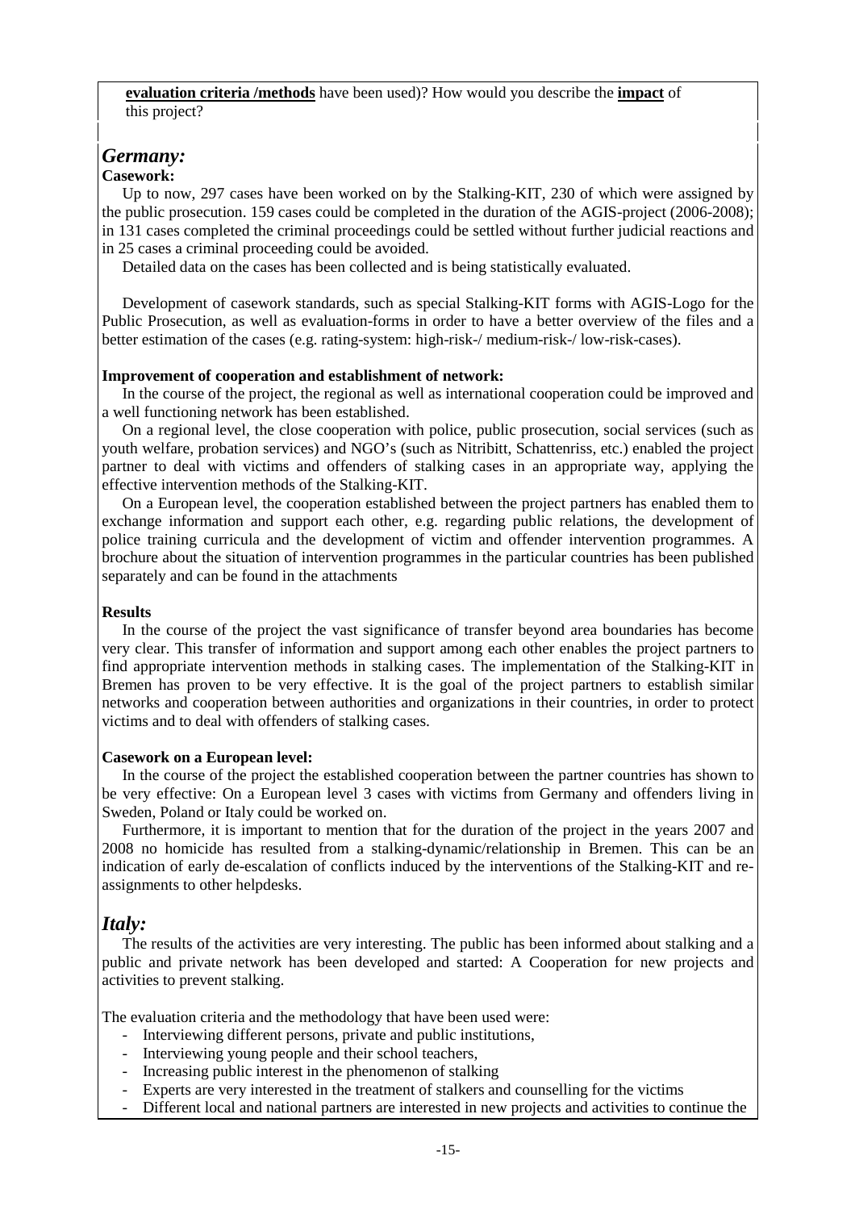**evaluation criteria /methods** have been used)? How would you describe the **impact** of this project?

## *Germany:*

**Casework:**

Up to now, 297 cases have been worked on by the Stalking-KIT, 230 of which were assigned by the public prosecution. 159 cases could be completed in the duration of the AGIS-project (2006-2008); in 131 cases completed the criminal proceedings could be settled without further judicial reactions and in 25 cases a criminal proceeding could be avoided.

Detailed data on the cases has been collected and is being statistically evaluated.

Development of casework standards, such as special Stalking-KIT forms with AGIS-Logo for the Public Prosecution, as well as evaluation-forms in order to have a better overview of the files and a better estimation of the cases (e.g. rating-system: high-risk-/ medium-risk-/ low-risk-cases).

**Improvement of cooperation and establishment of network:**

In the course of the project, the regional as well as international cooperation could be improved and a well functioning network has been established.

On a regional level, the close cooperation with police, public prosecution, social services (such as youth welfare, probation services) and NGO's (such as Nitribitt, Schattenriss, etc.) enabled the project partner to deal with victims and offenders of stalking cases in an appropriate way, applying the effective intervention methods of the Stalking-KIT.

On a European level, the cooperation established between the project partners has enabled them to exchange information and support each other, e.g. regarding public relations, the development of police training curricula and the development of victim and offender intervention programmes. A brochure about the situation of intervention programmes in the particular countries has been published separately and can be found in the attachments

**Results**

In the course of the project the vast significance of transfer beyond area boundaries has become very clear. This transfer of information and support among each other enables the project partners to find appropriate intervention methods in stalking cases. The implementation of the Stalking-KIT in Bremen has proven to be very effective. It is the goal of the project partners to establish similar networks and cooperation between authorities and organizations in their countries, in order to protect victims and to deal with offenders of stalking cases.

**Casework on a European level:**

In the course of the project the established cooperation between the partner countries has shown to be very effective: On a European level 3 cases with victims from Germany and offenders living in Sweden, Poland or Italy could be worked on.

Furthermore, it is important to mention that for the duration of the project in the years 2007 and 2008 no homicide has resulted from a stalking-dynamic/relationship in Bremen. This can be an indication of early de-escalation of conflicts induced by the interventions of the Stalking-KIT and re-assignments to other helpdesks.

## *Italy:*

The results of the activities are very interesting. The public has been informed about stalking and a public and private network has been developed and started: A Cooperation for new projects and activities to prevent stalking.

The evaluation criteria and the methodology that have been used were:

- Interviewing different persons, private and public institutions,
- Interviewing young people and their school teachers,
- Increasing public interest in the phenomenon of stalking
- Experts are very interested in the treatment of stalkers and counselling for the victims
- Different local and national partners are interested in new projects and activities to continue the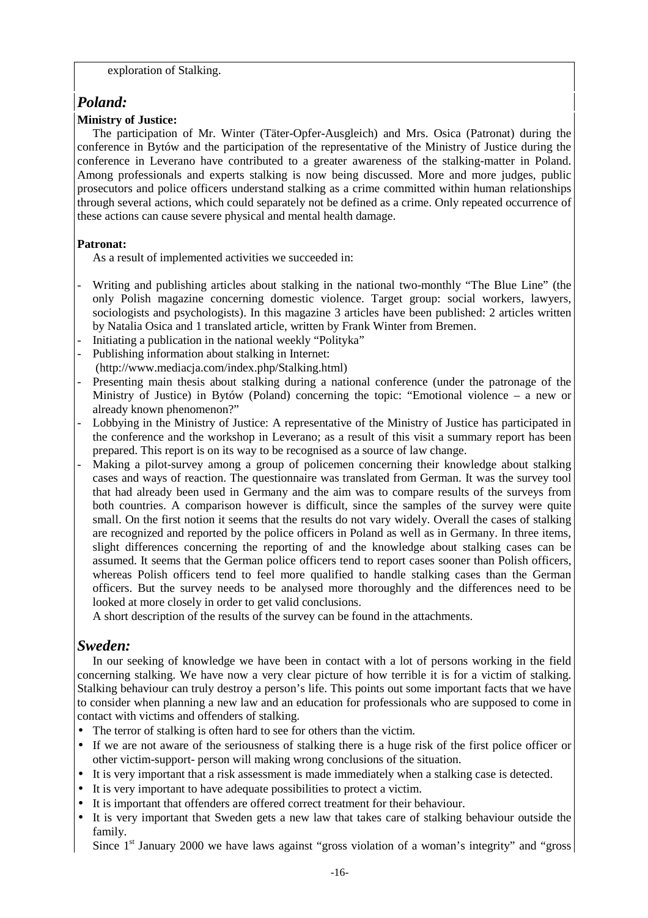exploration of Stalking.

## *Poland:*

**Ministry of Justice:**

The participation of Mr. Winter (Täter-Opfer-Ausgleich) and Mrs. Osica (Patronat) during the conference in Bytów and the participation of the representative of the Ministry of Justice during the conference in Leverano have contributed to a greater awareness of the stalking-matter in Poland. Among professionals and experts stalking is now being discussed. More and more judges, public prosecutors and police officers understand stalking as a crime committed within human relationships through several actions, which could separately not be defined as a crime. Only repeated occurrence of these actions can cause severe physical and mental health damage.

**Patronat:**

As a result of implemented activities we succeeded in:

- Writing and publishing articles about stalking in the national two-monthly "The Blue Line" (the only Polish magazine concerning domestic violence. Target group: social workers, lawyers, sociologists and psychologists). In this magazine 3 articles have been published: 2 articles written by Natalia Osica and 1 translated article, written by Frank Winter from Bremen.
- Initiating a publication in the national weekly "Polityka"
- Publishing information about stalking in Internet: (http://www.mediacja.com/index.php/Stalking.html)
- Presenting main thesis about stalking during a national conference (under the patronage of the Ministry of Justice) in Bytów (Poland) concerning the topic: "Emotional violence – a new or already known phenomenon?"
- Lobbying in the Ministry of Justice: A representative of the Ministry of Justice has participated in the conference and the workshop in Leverano; as a result of this visit a summary report has been prepared. This report is on its way to be recognised as a source of law change.
- Making a pilot-survey among a group of policemen concerning their knowledge about stalking cases and ways of reaction. The questionnaire was translated from German. It was the survey tool that had already been used in Germany and the aim was to compare results of the surveys from both countries. A comparison however is difficult, since the samples of the survey were quite small. On the first notion it seems that the results do not vary widely. Overall the cases of stalking are recognized and reported by the police officers in Poland as well as in Germany. In three items, slight differences concerning the reporting of and the knowledge about stalking cases can be assumed. It seems that the German police officers tend to report cases sooner than Polish officers, whereas Polish officers tend to feel more qualified to handle stalking cases than the German officers. But the survey needs to be analysed more thoroughly and the differences need to be looked at more closely in order to get valid conclusions.

  A short description of the results of the survey can be found in the attachments.

## *Sweden:*

In our seeking of knowledge we have been in contact with a lot of persons working in the field concerning stalking. We have now a very clear picture of how terrible it is for a victim of stalking. Stalking behaviour can truly destroy a person's life. This points out some important facts that we have to consider when planning a new law and an education for professionals who are supposed to come in contact with victims and offenders of stalking.

- The terror of stalking is often hard to see for others than the victim.
- If we are not aware of the seriousness of stalking there is a huge risk of the first police officer or other victim-support- person will making wrong conclusions of the situation.
- It is very important that a risk assessment is made immediately when a stalking case is detected.
- It is very important to have adequate possibilities to protect a victim.
- It is important that offenders are offered correct treatment for their behaviour.
- It is very important that Sweden gets a new law that takes care of stalking behaviour outside the family.

Since 1st January 2000 we have laws against "gross violation of a woman's integrity" and "gross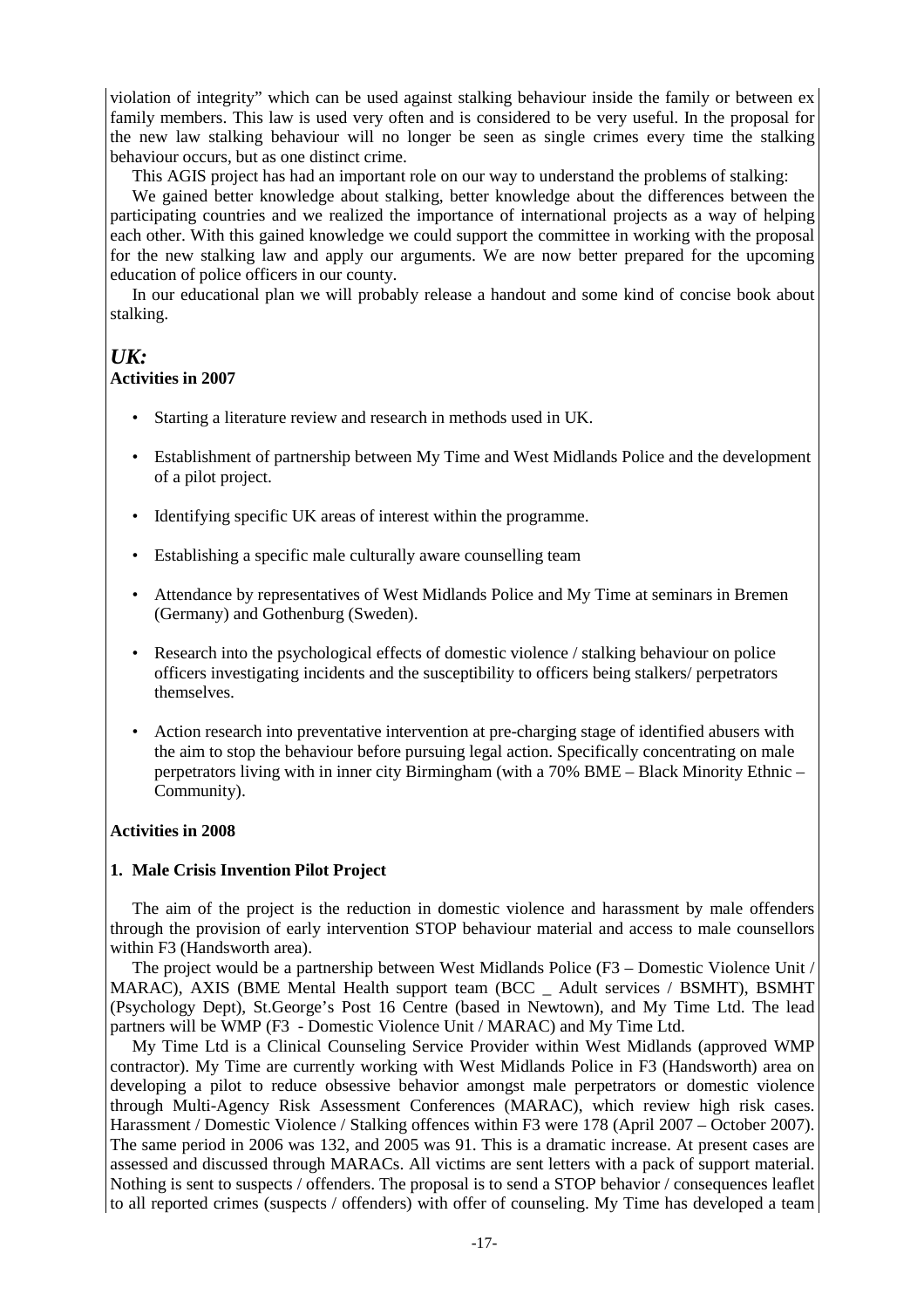violation of integrity" which can be used against stalking behaviour inside the family or between ex family members. This law is used very often and is considered to be very useful. In the proposal for the new law stalking behaviour will no longer be seen as single crimes every time the stalking behaviour occurs, but as one distinct crime.

This AGIS project has had an important role on our way to understand the problems of stalking:

We gained better knowledge about stalking, better knowledge about the differences between the participating countries and we realized the importance of international projects as a way of helping each other. With this gained knowledge we could support the committee in working with the proposal for the new stalking law and apply our arguments. We are now better prepared for the upcoming education of police officers in our county.

In our educational plan we will probably release a handout and some kind of concise book about stalking.

## *UK:*

**Activities in 2007**

- Starting a literature review and research in methods used in UK.
- Establishment of partnership between My Time and West Midlands Police and the development of a pilot project.
- Identifying specific UK areas of interest within the programme.
- Establishing a specific male culturally aware counselling team
- Attendance by representatives of West Midlands Police and My Time at seminars in Bremen (Germany) and Gothenburg (Sweden).
- Research into the psychological effects of domestic violence / stalking behaviour on police officers investigating incidents and the susceptibility to officers being stalkers/ perpetrators themselves.
- Action research into preventative intervention at pre-charging stage of identified abusers with the aim to stop the behaviour before pursuing legal action. Specifically concentrating on male perpetrators living with in inner city Birmingham (with a 70% BME – Black Minority Ethnic – Community).

**Activities in 2008**

**1. Male Crisis Invention Pilot Project**

The aim of the project is the reduction in domestic violence and harassment by male offenders through the provision of early intervention STOP behaviour material and access to male counsellors within F3 (Handsworth area).

The project would be a partnership between West Midlands Police (F3 – Domestic Violence Unit / MARAC), AXIS (BME Mental Health support team (BCC _ Adult services / BSMHT), BSMHT (Psychology Dept), St.George's Post 16 Centre (based in Newtown), and My Time Ltd. The lead partners will be WMP (F3 - Domestic Violence Unit / MARAC) and My Time Ltd.

My Time Ltd is a Clinical Counseling Service Provider within West Midlands (approved WMP contractor). My Time are currently working with West Midlands Police in F3 (Handsworth) area on developing a pilot to reduce obsessive behavior amongst male perpetrators or domestic violence through Multi-Agency Risk Assessment Conferences (MARAC), which review high risk cases. Harassment / Domestic Violence / Stalking offences within F3 were 178 (April 2007 – October 2007). The same period in 2006 was 132, and 2005 was 91. This is a dramatic increase. At present cases are assessed and discussed through MARACs. All victims are sent letters with a pack of support material. Nothing is sent to suspects / offenders. The proposal is to send a STOP behavior / consequences leaflet to all reported crimes (suspects / offenders) with offer of counseling. My Time has developed a team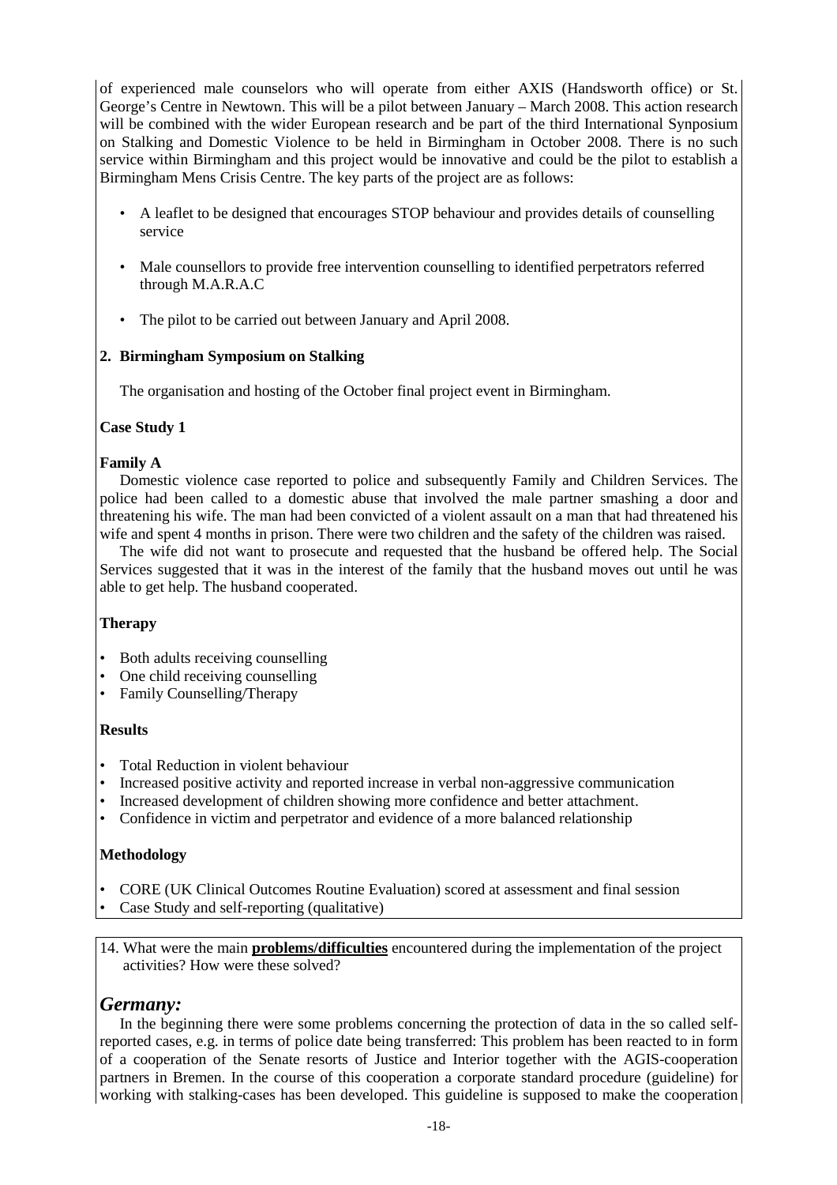of experienced male counselors who will operate from either AXIS (Handsworth office) or St. George's Centre in Newtown. This will be a pilot between January – March 2008. This action research will be combined with the wider European research and be part of the third International Synposium on Stalking and Domestic Violence to be held in Birmingham in October 2008. There is no such service within Birmingham and this project would be innovative and could be the pilot to establish a Birmingham Mens Crisis Centre. The key parts of the project are as follows:

- A leaflet to be designed that encourages STOP behaviour and provides details of counselling service
- Male counsellors to provide free intervention counselling to identified perpetrators referred through M.A.R.A.C
- The pilot to be carried out between January and April 2008.

**2. Birmingham Symposium on Stalking**

The organisation and hosting of the October final project event in Birmingham.

**Case Study 1**

**Family A**

Domestic violence case reported to police and subsequently Family and Children Services. The police had been called to a domestic abuse that involved the male partner smashing a door and threatening his wife. The man had been convicted of a violent assault on a man that had threatened his wife and spent 4 months in prison. There were two children and the safety of the children was raised.

The wife did not want to prosecute and requested that the husband be offered help. The Social Services suggested that it was in the interest of the family that the husband moves out until he was able to get help. The husband cooperated.

**Therapy**

- Both adults receiving counselling
- One child receiving counselling
- Family Counselling/Therapy

**Results**

- Total Reduction in violent behaviour
- Increased positive activity and reported increase in verbal non-aggressive communication
- Increased development of children showing more confidence and better attachment.
- Confidence in victim and perpetrator and evidence of a more balanced relationship

**Methodology**

- CORE (UK Clinical Outcomes Routine Evaluation) scored at assessment and final session
- Case Study and self-reporting (qualitative)

14. What were the main **problems/difficulties** encountered during the implementation of the project activities? How were these solved?

## *Germany:*

In the beginning there were some problems concerning the protection of data in the so called self-reported cases, e.g. in terms of police date being transferred: This problem has been reacted to in form of a cooperation of the Senate resorts of Justice and Interior together with the AGIS-cooperation partners in Bremen. In the course of this cooperation a corporate standard procedure (guideline) for working with stalking-cases has been developed. This guideline is supposed to make the cooperation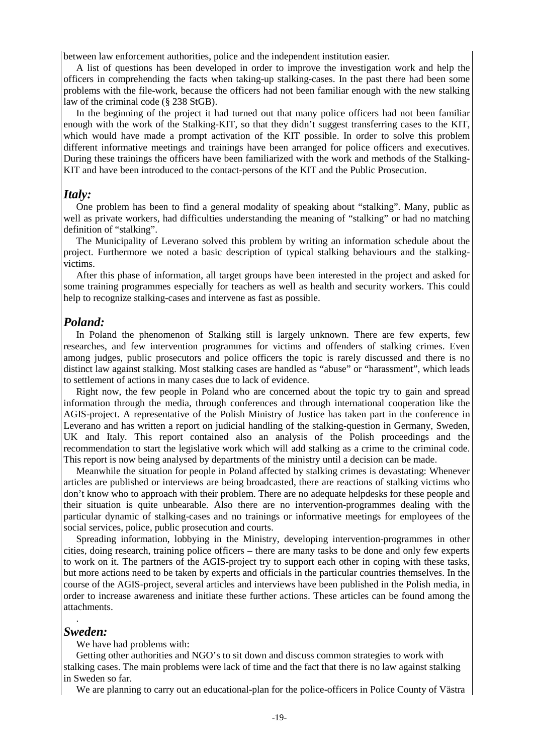between law enforcement authorities, police and the independent institution easier.

A list of questions has been developed in order to improve the investigation work and help the officers in comprehending the facts when taking-up stalking-cases. In the past there had been some problems with the file-work, because the officers had not been familiar enough with the new stalking law of the criminal code (§ 238 StGB).

In the beginning of the project it had turned out that many police officers had not been familiar enough with the work of the Stalking-KIT, so that they didn't suggest transferring cases to the KIT, which would have made a prompt activation of the KIT possible. In order to solve this problem different informative meetings and trainings have been arranged for police officers and executives. During these trainings the officers have been familiarized with the work and methods of the Stalking-KIT and have been introduced to the contact-persons of the KIT and the Public Prosecution.

## *Italy:*

One problem has been to find a general modality of speaking about "stalking". Many, public as well as private workers, had difficulties understanding the meaning of "stalking" or had no matching definition of "stalking".

The Municipality of Leverano solved this problem by writing an information schedule about the project. Furthermore we noted a basic description of typical stalking behaviours and the stalking-victims.

After this phase of information, all target groups have been interested in the project and asked for some training programmes especially for teachers as well as health and security workers. This could help to recognize stalking-cases and intervene as fast as possible.

## *Poland:*

In Poland the phenomenon of Stalking still is largely unknown. There are few experts, few researches, and few intervention programmes for victims and offenders of stalking crimes. Even among judges, public prosecutors and police officers the topic is rarely discussed and there is no distinct law against stalking. Most stalking cases are handled as "abuse" or "harassment", which leads to settlement of actions in many cases due to lack of evidence.

Right now, the few people in Poland who are concerned about the topic try to gain and spread information through the media, through conferences and through international cooperation like the AGIS-project. A representative of the Polish Ministry of Justice has taken part in the conference in Leverano and has written a report on judicial handling of the stalking-question in Germany, Sweden, UK and Italy. This report contained also an analysis of the Polish proceedings and the recommendation to start the legislative work which will add stalking as a crime to the criminal code. This report is now being analysed by departments of the ministry until a decision can be made.

Meanwhile the situation for people in Poland affected by stalking crimes is devastating: Whenever articles are published or interviews are being broadcasted, there are reactions of stalking victims who don't know who to approach with their problem. There are no adequate helpdesks for these people and their situation is quite unbearable. Also there are no intervention-programmes dealing with the particular dynamic of stalking-cases and no trainings or informative meetings for employees of the social services, police, public prosecution and courts.

Spreading information, lobbying in the Ministry, developing intervention-programmes in other cities, doing research, training police officers – there are many tasks to be done and only few experts to work on it. The partners of the AGIS-project try to support each other in coping with these tasks, but more actions need to be taken by experts and officials in the particular countries themselves. In the course of the AGIS-project, several articles and interviews have been published in the Polish media, in order to increase awareness and initiate these further actions. These articles can be found among the attachments.

.

## *Sweden:*

We have had problems with:

Getting other authorities and NGO's to sit down and discuss common strategies to work with stalking cases. The main problems were lack of time and the fact that there is no law against stalking in Sweden so far.

We are planning to carry out an educational-plan for the police-officers in Police County of Västra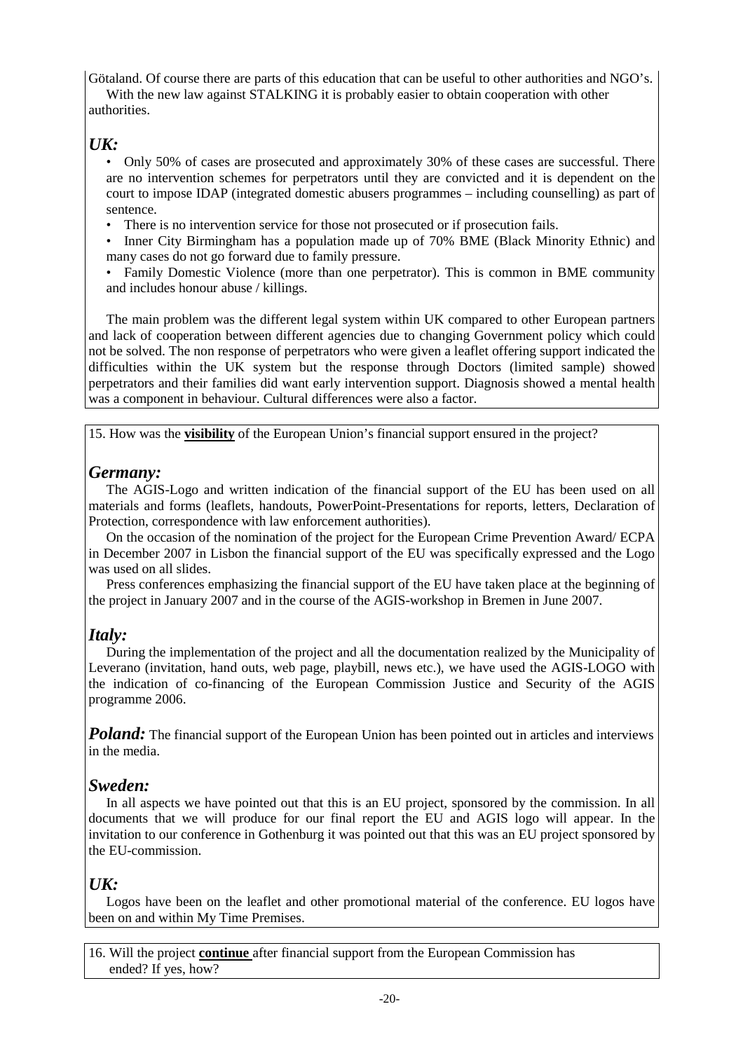Götaland. Of course there are parts of this education that can be useful to other authorities and NGO's.

With the new law against STALKING it is probably easier to obtain cooperation with other authorities.

### *UK:*

- Only 50% of cases are prosecuted and approximately 30% of these cases are successful. There are no intervention schemes for perpetrators until they are convicted and it is dependent on the court to impose IDAP (integrated domestic abusers programmes – including counselling) as part of sentence.
- There is no intervention service for those not prosecuted or if prosecution fails.
- Inner City Birmingham has a population made up of 70% BME (Black Minority Ethnic) and many cases do not go forward due to family pressure.
- Family Domestic Violence (more than one perpetrator). This is common in BME community and includes honour abuse / killings.

The main problem was the different legal system within UK compared to other European partners and lack of cooperation between different agencies due to changing Government policy which could not be solved. The non response of perpetrators who were given a leaflet offering support indicated the difficulties within the UK system but the response through Doctors (limited sample) showed perpetrators and their families did want early intervention support. Diagnosis showed a mental health was a component in behaviour. Cultural differences were also a factor.

15. How was the **visibility** of the European Union's financial support ensured in the project?

### *Germany:*

The AGIS-Logo and written indication of the financial support of the EU has been used on all materials and forms (leaflets, handouts, PowerPoint-Presentations for reports, letters, Declaration of Protection, correspondence with law enforcement authorities).

On the occasion of the nomination of the project for the European Crime Prevention Award/ ECPA in December 2007 in Lisbon the financial support of the EU was specifically expressed and the Logo was used on all slides.

Press conferences emphasizing the financial support of the EU have taken place at the beginning of the project in January 2007 and in the course of the AGIS-workshop in Bremen in June 2007.

### *Italy:*

During the implementation of the project and all the documentation realized by the Municipality of Leverano (invitation, hand outs, web page, playbill, news etc.), we have used the AGIS-LOGO with the indication of co-financing of the European Commission Justice and Security of the AGIS programme 2006.

***Poland:*** The financial support of the European Union has been pointed out in articles and interviews in the media.

### *Sweden:*

In all aspects we have pointed out that this is an EU project, sponsored by the commission. In all documents that we will produce for our final report the EU and AGIS logo will appear. In the invitation to our conference in Gothenburg it was pointed out that this was an EU project sponsored by the EU-commission.

### *UK:*

Logos have been on the leaflet and other promotional material of the conference. EU logos have been on and within My Time Premises.

16. Will the project **continue** after financial support from the European Commission has ended? If yes, how?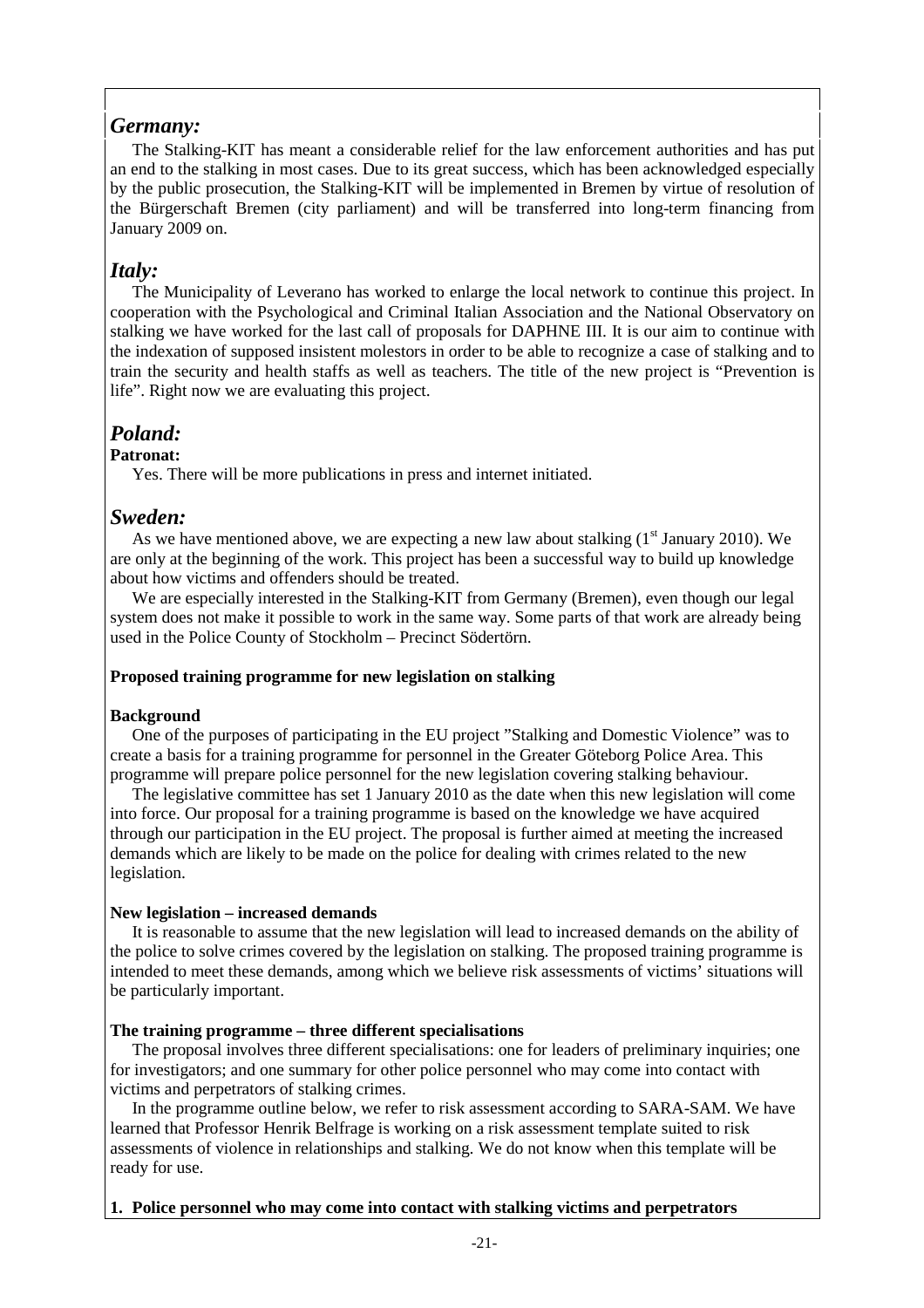## *Germany:*

The Stalking-KIT has meant a considerable relief for the law enforcement authorities and has put an end to the stalking in most cases. Due to its great success, which has been acknowledged especially by the public prosecution, the Stalking-KIT will be implemented in Bremen by virtue of resolution of the Bürgerschaft Bremen (city parliament) and will be transferred into long-term financing from January 2009 on.

## *Italy:*

The Municipality of Leverano has worked to enlarge the local network to continue this project. In cooperation with the Psychological and Criminal Italian Association and the National Observatory on stalking we have worked for the last call of proposals for DAPHNE III. It is our aim to continue with the indexation of supposed insistent molestors in order to be able to recognize a case of stalking and to train the security and health staffs as well as teachers. The title of the new project is "Prevention is life". Right now we are evaluating this project.

## *Poland:*

**Patronat:**

Yes. There will be more publications in press and internet initiated.

## *Sweden:*

As we have mentioned above, we are expecting a new law about stalking (1st January 2010). We are only at the beginning of the work. This project has been a successful way to build up knowledge about how victims and offenders should be treated.

We are especially interested in the Stalking-KIT from Germany (Bremen), even though our legal system does not make it possible to work in the same way. Some parts of that work are already being used in the Police County of Stockholm – Precinct Södertörn.

**Proposed training programme for new legislation on stalking**

**Background**

One of the purposes of participating in the EU project "Stalking and Domestic Violence" was to create a basis for a training programme for personnel in the Greater Göteborg Police Area. This programme will prepare police personnel for the new legislation covering stalking behaviour.

The legislative committee has set 1 January 2010 as the date when this new legislation will come into force. Our proposal for a training programme is based on the knowledge we have acquired through our participation in the EU project. The proposal is further aimed at meeting the increased demands which are likely to be made on the police for dealing with crimes related to the new legislation.

**New legislation – increased demands**

It is reasonable to assume that the new legislation will lead to increased demands on the ability of the police to solve crimes covered by the legislation on stalking. The proposed training programme is intended to meet these demands, among which we believe risk assessments of victims' situations will be particularly important.

**The training programme – three different specialisations**

The proposal involves three different specialisations: one for leaders of preliminary inquiries; one for investigators; and one summary for other police personnel who may come into contact with victims and perpetrators of stalking crimes.

In the programme outline below, we refer to risk assessment according to SARA-SAM. We have learned that Professor Henrik Belfrage is working on a risk assessment template suited to risk assessments of violence in relationships and stalking. We do not know when this template will be ready for use.

**1. Police personnel who may come into contact with stalking victims and perpetrators**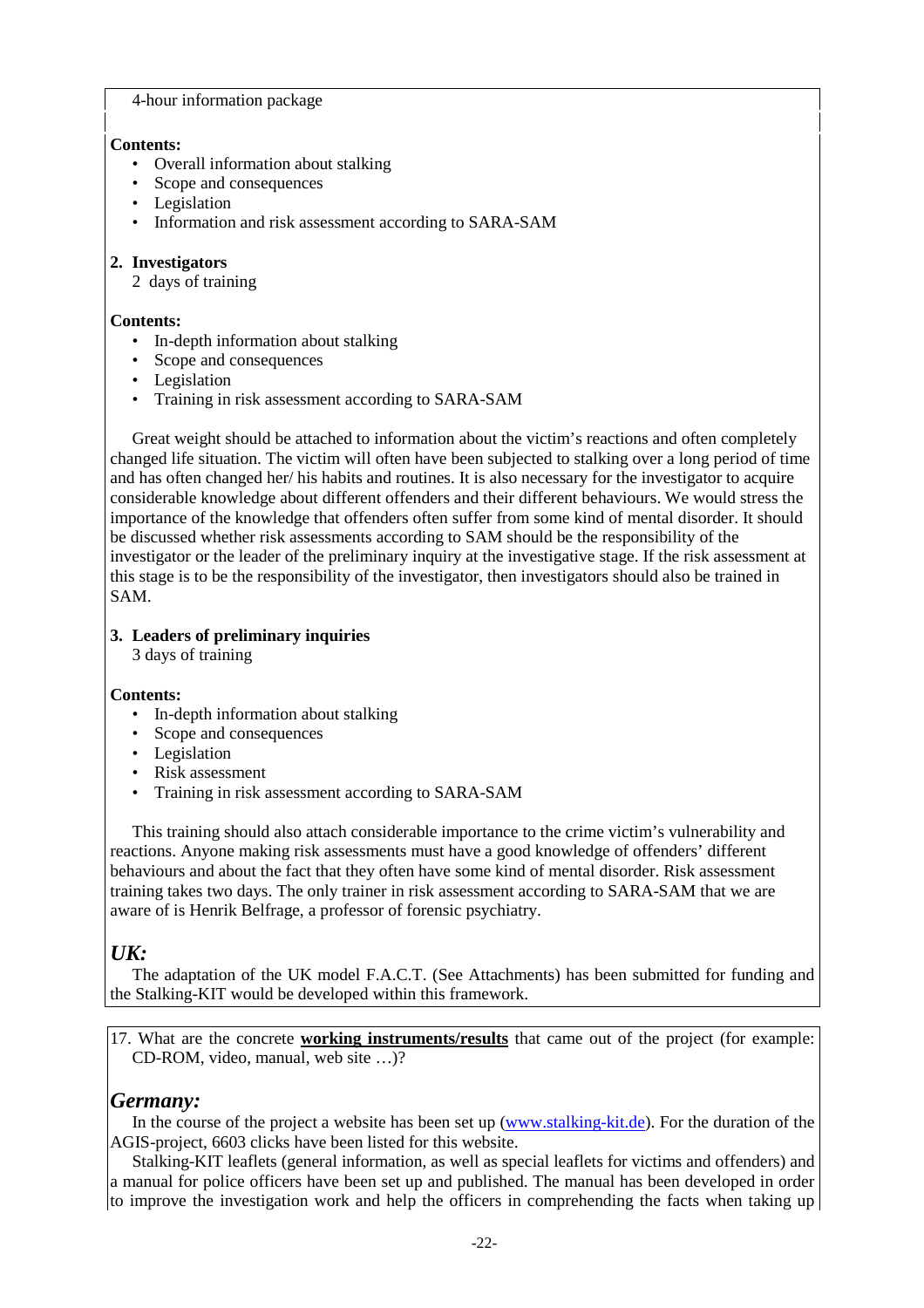4-hour information package

**Contents:**

- Overall information about stalking
- Scope and consequences
- Legislation
- Information and risk assessment according to SARA-SAM

**2. Investigators**

2 days of training

**Contents:**

- In-depth information about stalking
- Scope and consequences
- Legislation
- Training in risk assessment according to SARA-SAM

Great weight should be attached to information about the victim's reactions and often completely changed life situation. The victim will often have been subjected to stalking over a long period of time and has often changed her/ his habits and routines. It is also necessary for the investigator to acquire considerable knowledge about different offenders and their different behaviours. We would stress the importance of the knowledge that offenders often suffer from some kind of mental disorder. It should be discussed whether risk assessments according to SAM should be the responsibility of the investigator or the leader of the preliminary inquiry at the investigative stage. If the risk assessment at this stage is to be the responsibility of the investigator, then investigators should also be trained in SAM.

**3. Leaders of preliminary inquiries**

3 days of training

**Contents:**

- In-depth information about stalking
- Scope and consequences
- Legislation
- Risk assessment
- Training in risk assessment according to SARA-SAM

This training should also attach considerable importance to the crime victim's vulnerability and reactions. Anyone making risk assessments must have a good knowledge of offenders' different behaviours and about the fact that they often have some kind of mental disorder. Risk assessment training takes two days. The only trainer in risk assessment according to SARA-SAM that we are aware of is Henrik Belfrage, a professor of forensic psychiatry.

## *UK:*

The adaptation of the UK model F.A.C.T. (See Attachments) has been submitted for funding and the Stalking-KIT would be developed within this framework.

17. What are the concrete **working instruments/results** that came out of the project (for example: CD-ROM, video, manual, web site …)?

## *Germany:*

In the course of the project a website has been set up (www.stalking-kit.de). For the duration of the AGIS-project, 6603 clicks have been listed for this website.

Stalking-KIT leaflets (general information, as well as special leaflets for victims and offenders) and a manual for police officers have been set up and published. The manual has been developed in order to improve the investigation work and help the officers in comprehending the facts when taking up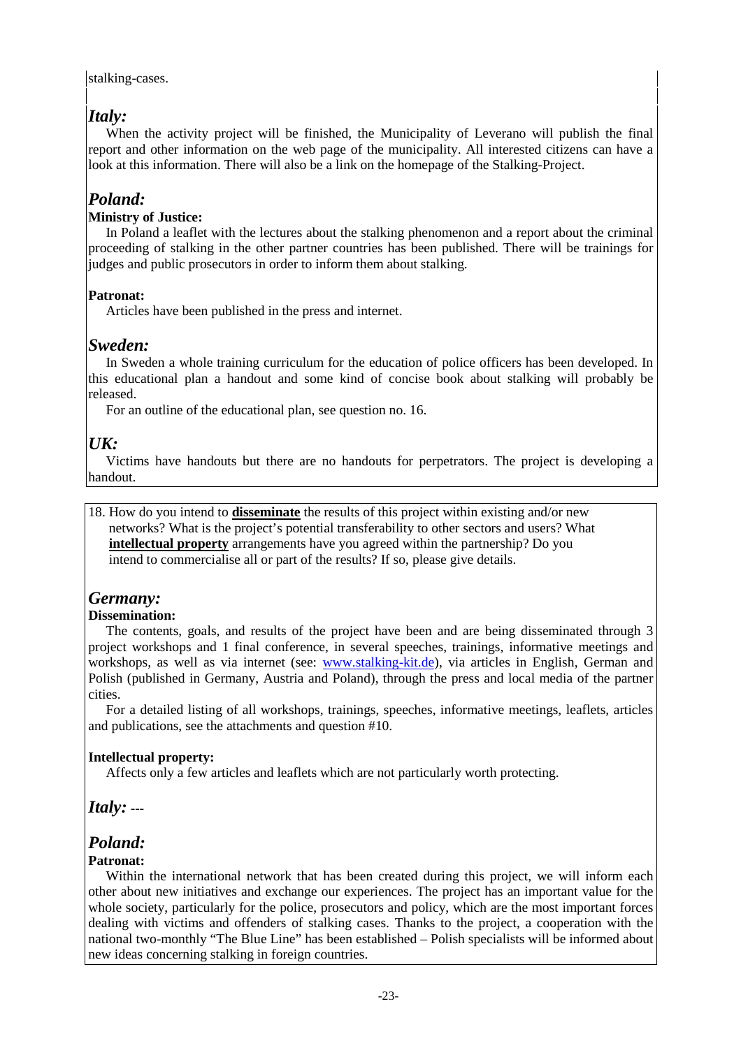stalking-cases.

## *Italy:*

When the activity project will be finished, the Municipality of Leverano will publish the final report and other information on the web page of the municipality. All interested citizens can have a look at this information. There will also be a link on the homepage of the Stalking-Project.

## *Poland:*

**Ministry of Justice:**

In Poland a leaflet with the lectures about the stalking phenomenon and a report about the criminal proceeding of stalking in the other partner countries has been published. There will be trainings for judges and public prosecutors in order to inform them about stalking.

**Patronat:**

Articles have been published in the press and internet.

## *Sweden:*

In Sweden a whole training curriculum for the education of police officers has been developed. In this educational plan a handout and some kind of concise book about stalking will probably be released.

For an outline of the educational plan, see question no. 16.

## *UK:*

Victims have handouts but there are no handouts for perpetrators. The project is developing a handout.

18. How do you intend to **disseminate** the results of this project within existing and/or new networks? What is the project's potential transferability to other sectors and users? What **intellectual property** arrangements have you agreed within the partnership? Do you intend to commercialise all or part of the results? If so, please give details.

## *Germany:*

**Dissemination:**

The contents, goals, and results of the project have been and are being disseminated through 3 project workshops and 1 final conference, in several speeches, trainings, informative meetings and workshops, as well as via internet (see: www.stalking-kit.de), via articles in English, German and Polish (published in Germany, Austria and Poland), through the press and local media of the partner cities.

For a detailed listing of all workshops, trainings, speeches, informative meetings, leaflets, articles and publications, see the attachments and question #10.

**Intellectual property:**

Affects only a few articles and leaflets which are not particularly worth protecting.

## *Italy:* ---

## *Poland:*

**Patronat:**

Within the international network that has been created during this project, we will inform each other about new initiatives and exchange our experiences. The project has an important value for the whole society, particularly for the police, prosecutors and policy, which are the most important forces dealing with victims and offenders of stalking cases. Thanks to the project, a cooperation with the national two-monthly "The Blue Line" has been established – Polish specialists will be informed about new ideas concerning stalking in foreign countries.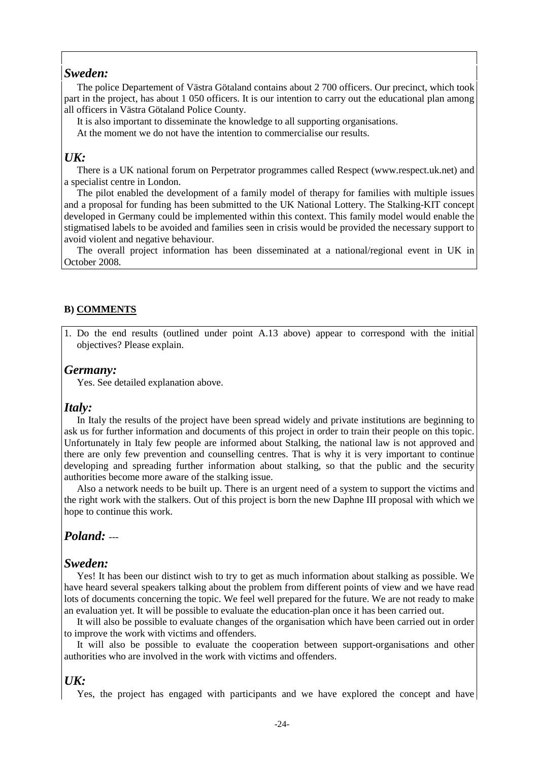## *Sweden:*

The police Departement of Västra Götaland contains about 2 700 officers. Our precinct, which took part in the project, has about 1 050 officers. It is our intention to carry out the educational plan among all officers in Västra Götaland Police County.

It is also important to disseminate the knowledge to all supporting organisations.

At the moment we do not have the intention to commercialise our results.

## *UK:*

There is a UK national forum on Perpetrator programmes called Respect (www.respect.uk.net) and a specialist centre in London.

The pilot enabled the development of a family model of therapy for families with multiple issues and a proposal for funding has been submitted to the UK National Lottery. The Stalking-KIT concept developed in Germany could be implemented within this context. This family model would enable the stigmatised labels to be avoided and families seen in crisis would be provided the necessary support to avoid violent and negative behaviour.

The overall project information has been disseminated at a national/regional event in UK in October 2008.

**B) COMMENTS**

1. Do the end results (outlined under point A.13 above) appear to correspond with the initial objectives? Please explain.

## *Germany:*

Yes. See detailed explanation above.

## *Italy:*

In Italy the results of the project have been spread widely and private institutions are beginning to ask us for further information and documents of this project in order to train their people on this topic. Unfortunately in Italy few people are informed about Stalking, the national law is not approved and there are only few prevention and counselling centres. That is why it is very important to continue developing and spreading further information about stalking, so that the public and the security authorities become more aware of the stalking issue.

Also a network needs to be built up. There is an urgent need of a system to support the victims and the right work with the stalkers. Out of this project is born the new Daphne III proposal with which we hope to continue this work.

## *Poland:* ---

## *Sweden:*

Yes! It has been our distinct wish to try to get as much information about stalking as possible. We have heard several speakers talking about the problem from different points of view and we have read lots of documents concerning the topic. We feel well prepared for the future. We are not ready to make an evaluation yet. It will be possible to evaluate the education-plan once it has been carried out.

It will also be possible to evaluate changes of the organisation which have been carried out in order to improve the work with victims and offenders.

It will also be possible to evaluate the cooperation between support-organisations and other authorities who are involved in the work with victims and offenders.

## *UK:*

Yes, the project has engaged with participants and we have explored the concept and have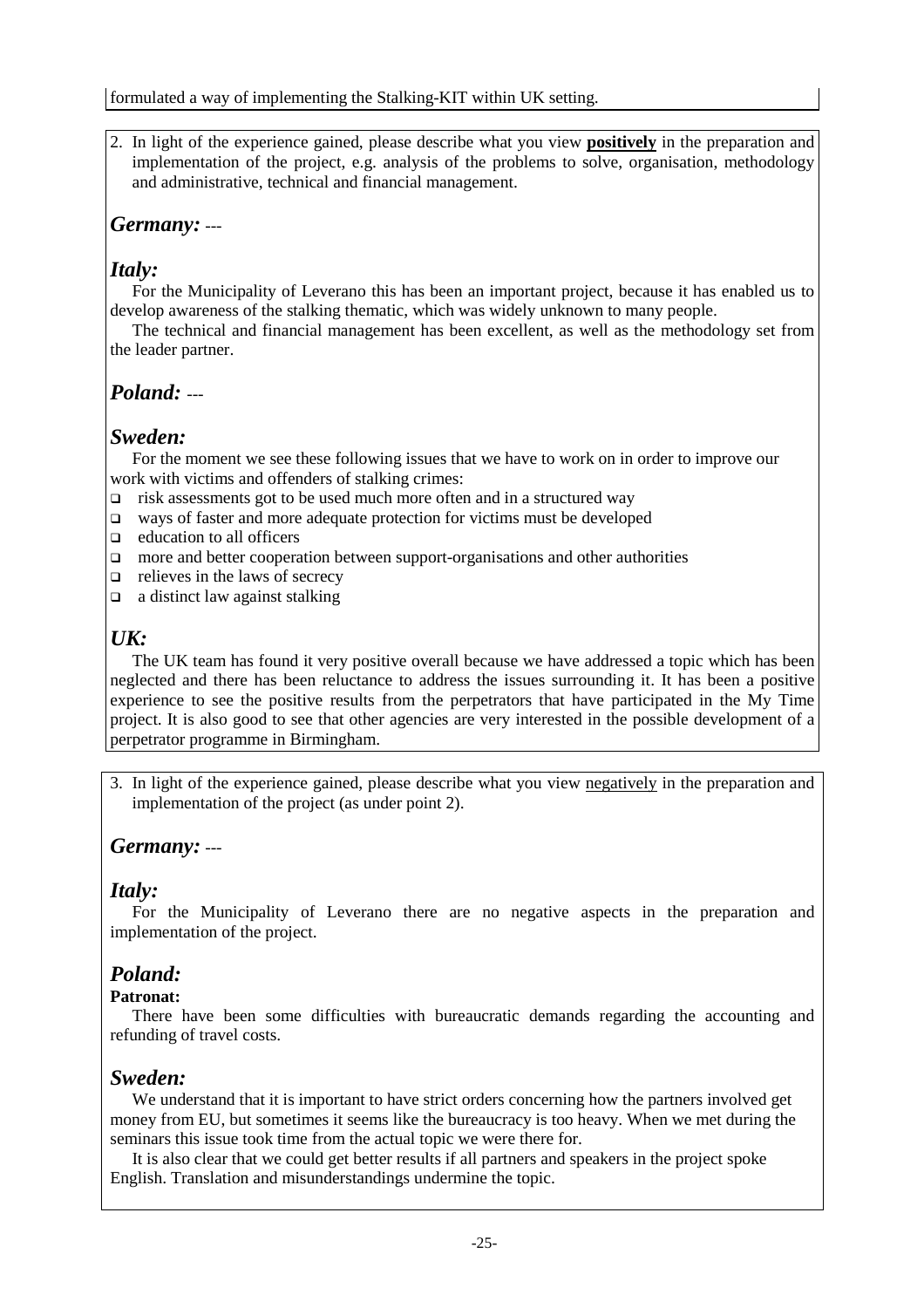formulated a way of implementing the Stalking-KIT within UK setting.

2. In light of the experience gained, please describe what you view **positively** in the preparation and implementation of the project, e.g. analysis of the problems to solve, organisation, methodology and administrative, technical and financial management.

## *Germany:* ---

## *Italy:*

For the Municipality of Leverano this has been an important project, because it has enabled us to develop awareness of the stalking thematic, which was widely unknown to many people.

The technical and financial management has been excellent, as well as the methodology set from the leader partner.

## *Poland:* ---

## *Sweden:*

For the moment we see these following issues that we have to work on in order to improve our work with victims and offenders of stalking crimes:

- risk assessments got to be used much more often and in a structured way
- ways of faster and more adequate protection for victims must be developed
- education to all officers
- more and better cooperation between support-organisations and other authorities
- relieves in the laws of secrecy
- a distinct law against stalking

## *UK:*

The UK team has found it very positive overall because we have addressed a topic which has been neglected and there has been reluctance to address the issues surrounding it. It has been a positive experience to see the positive results from the perpetrators that have participated in the My Time project. It is also good to see that other agencies are very interested in the possible development of a perpetrator programme in Birmingham.

3. In light of the experience gained, please describe what you view negatively in the preparation and implementation of the project (as under point 2).

## *Germany:* ---

## *Italy:*

For the Municipality of Leverano there are no negative aspects in the preparation and implementation of the project.

## *Poland:*

**Patronat:**

There have been some difficulties with bureaucratic demands regarding the accounting and refunding of travel costs.

## *Sweden:*

We understand that it is important to have strict orders concerning how the partners involved get money from EU, but sometimes it seems like the bureaucracy is too heavy. When we met during the seminars this issue took time from the actual topic we were there for.

It is also clear that we could get better results if all partners and speakers in the project spoke English. Translation and misunderstandings undermine the topic.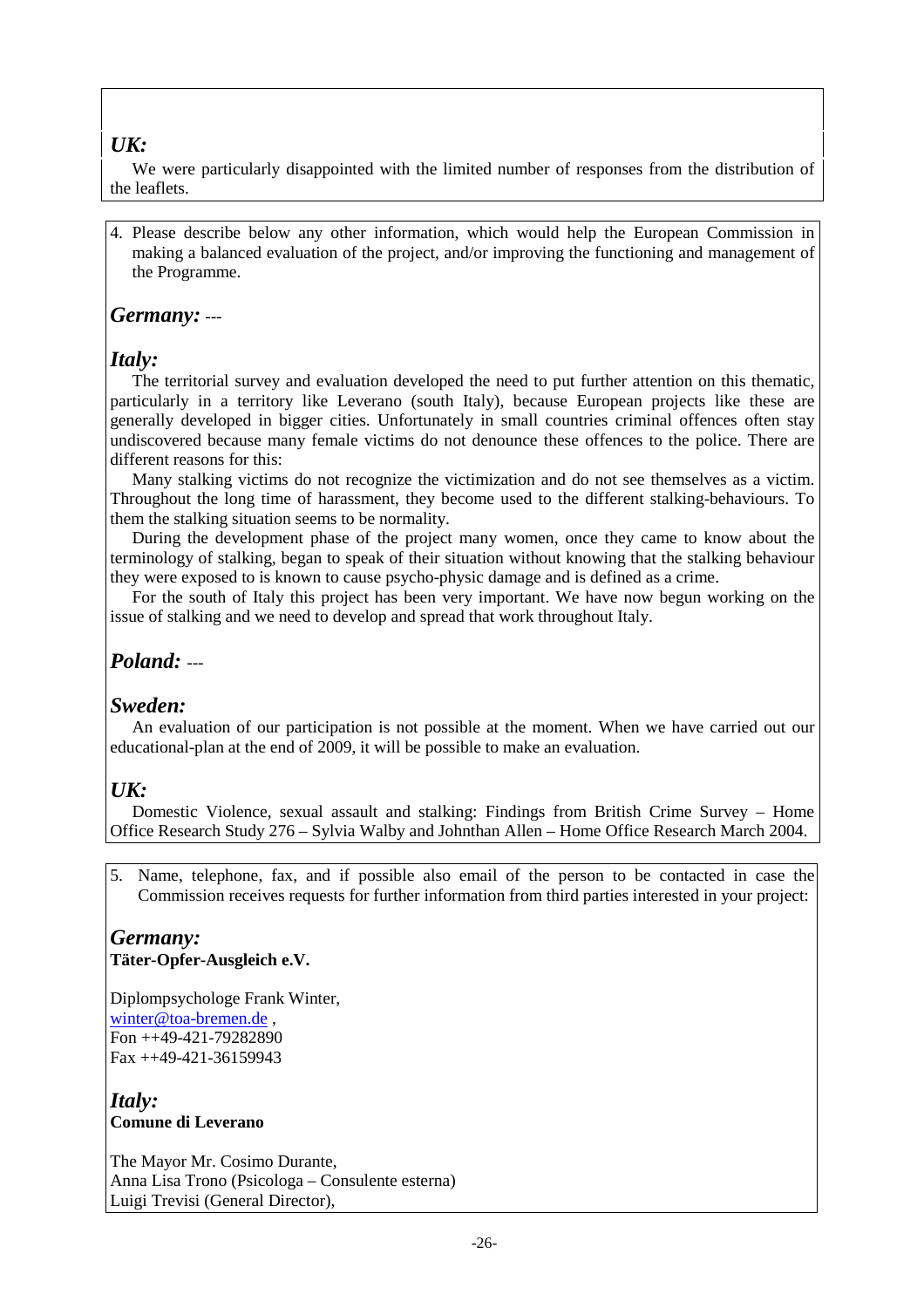***UK:***

We were particularly disappointed with the limited number of responses from the distribution of the leaflets.

4. Please describe below any other information, which would help the European Commission in making a balanced evaluation of the project, and/or improving the functioning and management of the Programme.

***Germany:*** ---

***Italy:***

The territorial survey and evaluation developed the need to put further attention on this thematic, particularly in a territory like Leverano (south Italy), because European projects like these are generally developed in bigger cities. Unfortunately in small countries criminal offences often stay undiscovered because many female victims do not denounce these offences to the police. There are different reasons for this:

Many stalking victims do not recognize the victimization and do not see themselves as a victim. Throughout the long time of harassment, they become used to the different stalking-behaviours. To them the stalking situation seems to be normality.

During the development phase of the project many women, once they came to know about the terminology of stalking, began to speak of their situation without knowing that the stalking behaviour they were exposed to is known to cause psycho-physic damage and is defined as a crime.

For the south of Italy this project has been very important. We have now begun working on the issue of stalking and we need to develop and spread that work throughout Italy.

***Poland:*** ---

***Sweden:***

An evaluation of our participation is not possible at the moment. When we have carried out our educational-plan at the end of 2009, it will be possible to make an evaluation.

***UK:***

Domestic Violence, sexual assault and stalking: Findings from British Crime Survey – Home Office Research Study 276 – Sylvia Walby and Johnthan Allen – Home Office Research March 2004.

5. Name, telephone, fax, and if possible also email of the person to be contacted in case the Commission receives requests for further information from third parties interested in your project:

***Germany:***
**Täter-Opfer-Ausgleich e.V.**

Diplompsychologe Frank Winter,
winter@toa-bremen.de ,
Fon ++49-421-79282890
Fax ++49-421-36159943

***Italy:***
**Comune di Leverano**

The Mayor Mr. Cosimo Durante,
Anna Lisa Trono (Psicologa – Consulente esterna)
Luigi Trevisi (General Director),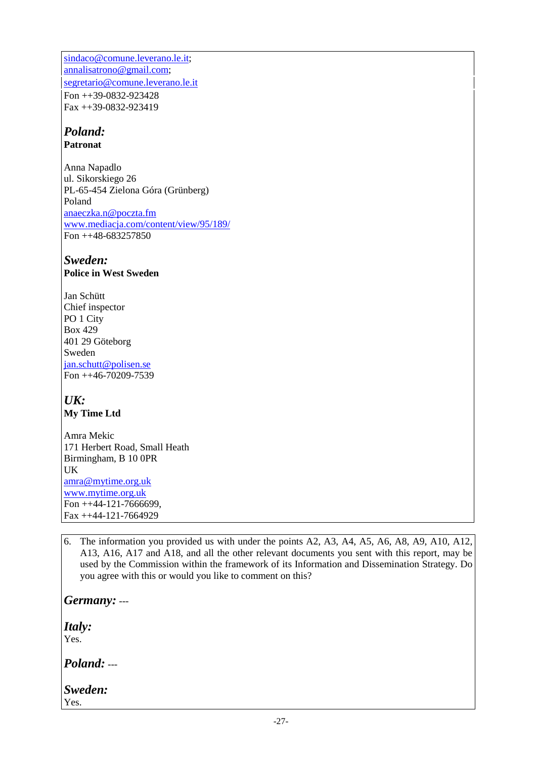sindaco@comune.leverano.le.it;
annalisatrono@gmail.com;
segretario@comune.leverano.le.it
Fon ++39-0832-923428
Fax ++39-0832-923419

***Poland:***
**Patronat**

Anna Napadlo
ul. Sikorskiego 26
PL-65-454 Zielona Góra (Grünberg)
Poland
anaeczka.n@poczta.fm
www.mediacja.com/content/view/95/189/
Fon ++48-683257850

***Sweden:***
**Police in West Sweden**

Jan Schütt
Chief inspector
PO 1 City
Box 429
401 29 Göteborg
Sweden
jan.schutt@polisen.se
Fon ++46-70209-7539

***UK:***
**My Time Ltd**

Amra Mekic
171 Herbert Road, Small Heath
Birmingham, B 10 0PR
UK
amra@mytime.org.uk
www.mytime.org.uk
Fon ++44-121-7666699,
Fax ++44-121-7664929

6. The information you provided us with under the points A2, A3, A4, A5, A6, A8, A9, A10, A12, A13, A16, A17 and A18, and all the other relevant documents you sent with this report, may be used by the Commission within the framework of its Information and Dissemination Strategy. Do you agree with this or would you like to comment on this?

***Germany:*** ---

***Italy:***
Yes.

***Poland:*** ---

***Sweden:***
Yes.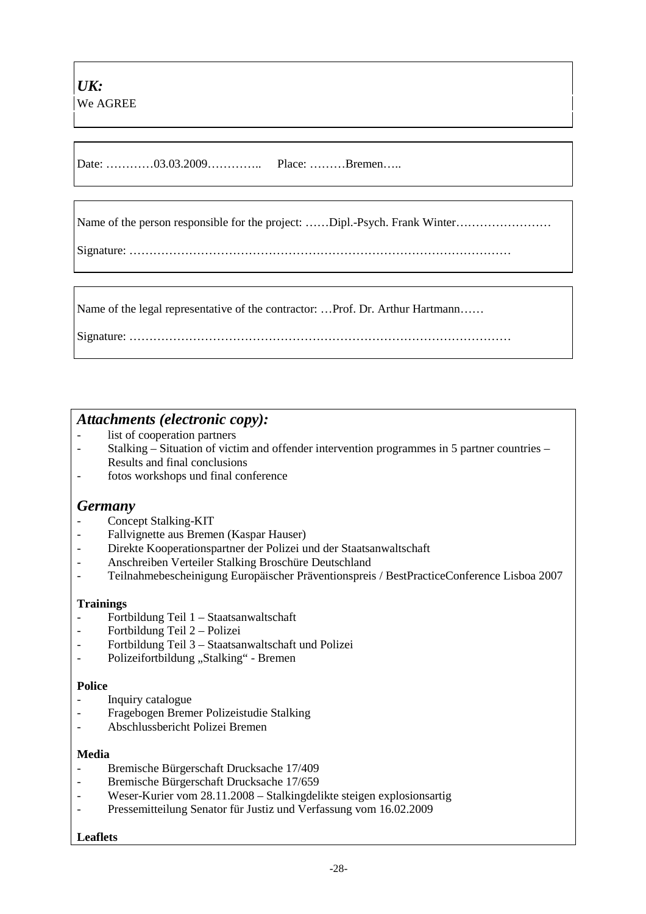***UK:***

We AGREE

Date: …………03.03.2009………….. Place: ………Bremen…..

Name of the person responsible for the project: ……Dipl.-Psych. Frank Winter……………………

Signature: ……………………………………………………………………………………

Name of the legal representative of the contractor: …Prof. Dr. Arthur Hartmann……

Signature: ……………………………………………………………………………………

## *Attachments (electronic copy):*

- list of cooperation partners
- Stalking – Situation of victim and offender intervention programmes in 5 partner countries – Results and final conclusions
- fotos workshops und final conference

## *Germany*

- Concept Stalking-KIT
- Fallvignette aus Bremen (Kaspar Hauser)
- Direkte Kooperationspartner der Polizei und der Staatsanwaltschaft
- Anschreiben Verteiler Stalking Broschüre Deutschland
- Teilnahmebescheinigung Europäischer Präventionspreis / BestPracticeConference Lisboa 2007

**Trainings**

- Fortbildung Teil 1 – Staatsanwaltschaft
- Fortbildung Teil 2 – Polizei
- Fortbildung Teil 3 – Staatsanwaltschaft und Polizei
- Polizeifortbildung „Stalking" - Bremen

**Police**

- Inquiry catalogue
- Fragebogen Bremer Polizeistudie Stalking
- Abschlussbericht Polizei Bremen

**Media**

- Bremische Bürgerschaft Drucksache 17/409
- Bremische Bürgerschaft Drucksache 17/659
- Weser-Kurier vom 28.11.2008 – Stalkingdelikte steigen explosionsartig
- Pressemitteilung Senator für Justiz und Verfassung vom 16.02.2009

**Leaflets**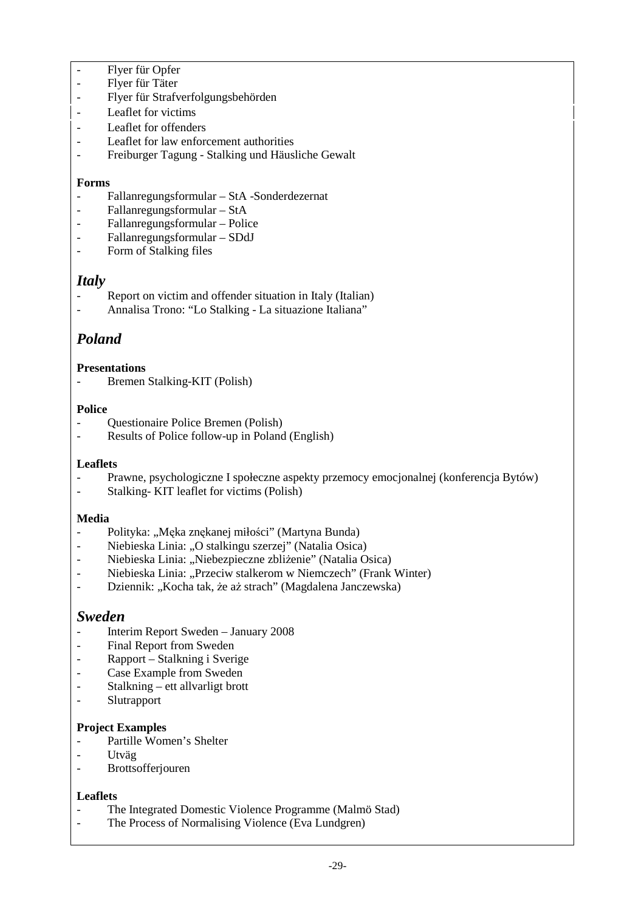- Flyer für Opfer
- Flyer für Täter
- Flyer für Strafverfolgungsbehörden
- Leaflet for victims
- Leaflet for offenders
- Leaflet for law enforcement authorities
- Freiburger Tagung - Stalking und Häusliche Gewalt

**Forms**

- Fallanregungsformular – StA -Sonderdezernat
- Fallanregungsformular – StA
- Fallanregungsformular – Police
- Fallanregungsformular – SDdJ
- Form of Stalking files

## *Italy*

- Report on victim and offender situation in Italy (Italian)
- Annalisa Trono: "Lo Stalking - La situazione Italiana"

## *Poland*

**Presentations**

- Bremen Stalking-KIT (Polish)

**Police**

- Questionaire Police Bremen (Polish)
- Results of Police follow-up in Poland (English)

**Leaflets**

- Prawne, psychologiczne I społeczne aspekty przemocy emocjonalnej (konferencja Bytów)
- Stalking- KIT leaflet for victims (Polish)

**Media**

- Polityka: „Męka znękanej miłości" (Martyna Bunda)
- Niebieska Linia: „O stalkingu szerzej" (Natalia Osica)
- Niebieska Linia: „Niebezpieczne zbliżenie" (Natalia Osica)
- Niebieska Linia: „Przeciw stalkerom w Niemczech" (Frank Winter)
- Dziennik: „Kocha tak, że aż strach" (Magdalena Janczewska)

## *Sweden*

- Interim Report Sweden – January 2008
- Final Report from Sweden
- Rapport – Stalkning i Sverige
- Case Example from Sweden
- Stalkning – ett allvarligt brott
- Slutrapport

**Project Examples**

- Partille Women's Shelter
- Utväg
- Brottsofferjouren

**Leaflets**

- The Integrated Domestic Violence Programme (Malmö Stad)
- The Process of Normalising Violence (Eva Lundgren)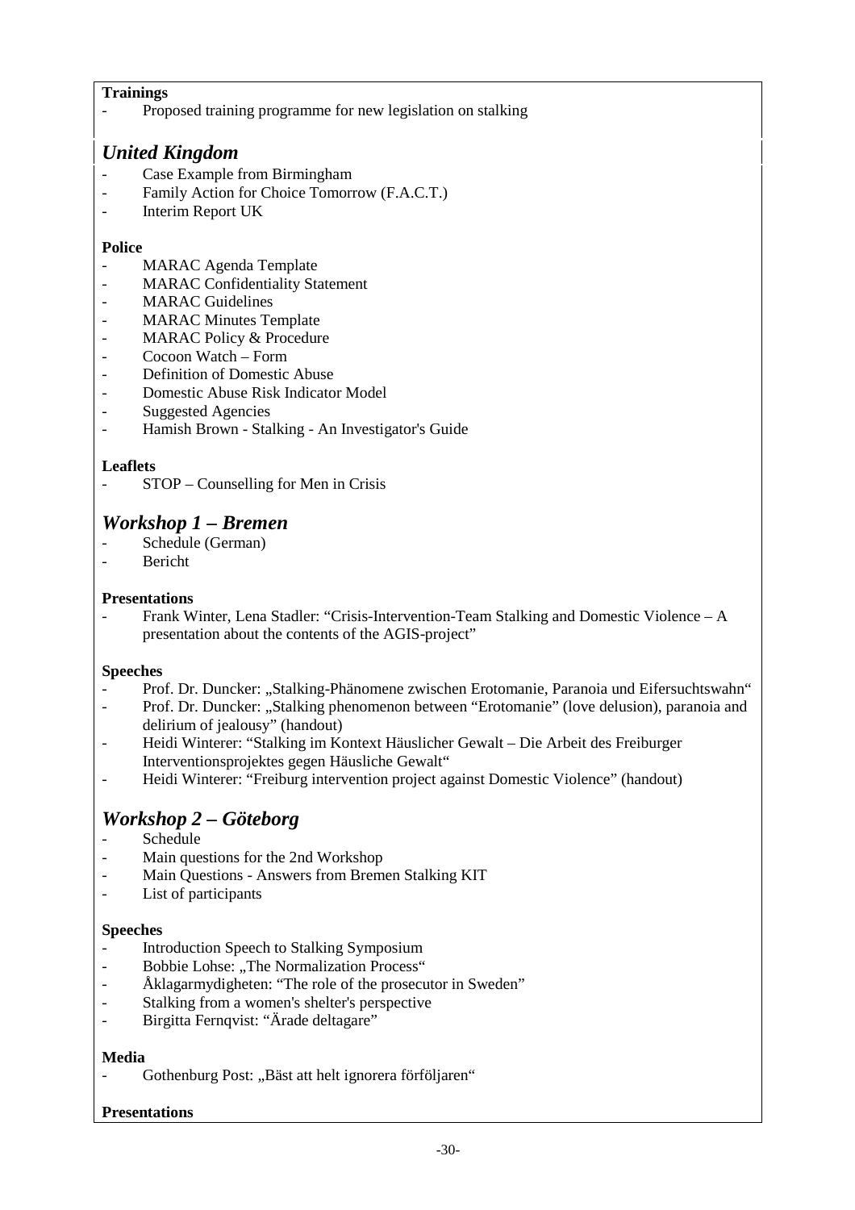**Trainings**

- Proposed training programme for new legislation on stalking

## *United Kingdom*

- Case Example from Birmingham
- Family Action for Choice Tomorrow (F.A.C.T.)
- Interim Report UK

**Police**

- MARAC Agenda Template
- MARAC Confidentiality Statement
- MARAC Guidelines
- MARAC Minutes Template
- MARAC Policy & Procedure
- Cocoon Watch – Form
- Definition of Domestic Abuse
- Domestic Abuse Risk Indicator Model
- Suggested Agencies
- Hamish Brown - Stalking - An Investigator's Guide

**Leaflets**

- STOP – Counselling for Men in Crisis

## *Workshop 1 – Bremen*

- Schedule (German)
- Bericht

**Presentations**

- Frank Winter, Lena Stadler: "Crisis-Intervention-Team Stalking and Domestic Violence – A presentation about the contents of the AGIS-project"

**Speeches**

- Prof. Dr. Duncker: „Stalking-Phänomene zwischen Erotomanie, Paranoia und Eifersuchtswahn"
- Prof. Dr. Duncker: „Stalking phenomenon between "Erotomanie" (love delusion), paranoia and delirium of jealousy" (handout)
- Heidi Winterer: "Stalking im Kontext Häuslicher Gewalt – Die Arbeit des Freiburger Interventionsprojektes gegen Häusliche Gewalt"
- Heidi Winterer: "Freiburg intervention project against Domestic Violence" (handout)

## *Workshop 2 – Göteborg*

- Schedule
- Main questions for the 2nd Workshop
- Main Questions - Answers from Bremen Stalking KIT
- List of participants

**Speeches**

- Introduction Speech to Stalking Symposium
- Bobbie Lohse: „The Normalization Process"
- Åklagarmydigheten: "The role of the prosecutor in Sweden"
- Stalking from a women's shelter's perspective
- Birgitta Fernqvist: "Ärade deltagare"

**Media**

- Gothenburg Post: „Bäst att helt ignorera förföljaren"

**Presentations**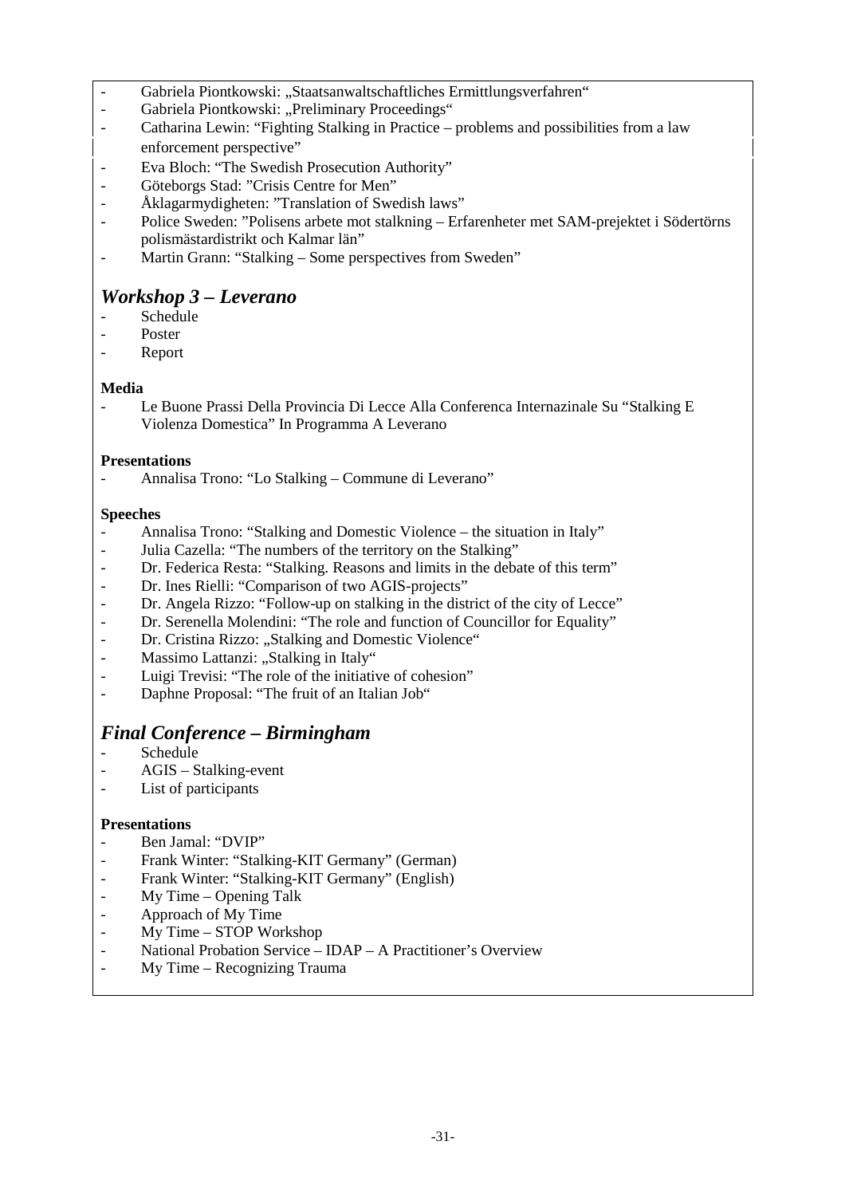- Gabriela Piontkowski: „Staatsanwaltschaftliches Ermittlungsverfahren“
- Gabriela Piontkowski: „Preliminary Proceedings“
- Catharina Lewin: “Fighting Stalking in Practice – problems and possibilities from a law enforcement perspective”
- Eva Bloch: “The Swedish Prosecution Authority”
- Göteborgs Stad: ”Crisis Centre for Men”
- Åklagarmydigheten: ”Translation of Swedish laws”
- Police Sweden: ”Polisens arbete mot stalkning – Erfarenheter met SAM-prejektet i Södertörns polismästardistrikt och Kalmar län”
- Martin Grann: “Stalking – Some perspectives from Sweden”

## *Workshop 3 – Leverano*

- Schedule
- Poster
- Report

**Media**

- Le Buone Prassi Della Provincia Di Lecce Alla Conferenca Internazinale Su “Stalking E Violenza Domestica” In Programma A Leverano

**Presentations**

- Annalisa Trono: “Lo Stalking – Commune di Leverano”

**Speeches**

- Annalisa Trono: “Stalking and Domestic Violence – the situation in Italy”
- Julia Cazella: “The numbers of the territory on the Stalking”
- Dr. Federica Resta: “Stalking. Reasons and limits in the debate of this term”
- Dr. Ines Rielli: “Comparison of two AGIS-projects”
- Dr. Angela Rizzo: “Follow-up on stalking in the district of the city of Lecce”
- Dr. Serenella Molendini: “The role and function of Councillor for Equality”
- Dr. Cristina Rizzo: „Stalking and Domestic Violence“
- Massimo Lattanzi: „Stalking in Italy“
- Luigi Trevisi: “The role of the initiative of cohesion”
- Daphne Proposal: “The fruit of an Italian Job“

## *Final Conference – Birmingham*

- Schedule
- AGIS – Stalking-event
- List of participants

**Presentations**

- Ben Jamal: “DVIP”
- Frank Winter: “Stalking-KIT Germany” (German)
- Frank Winter: “Stalking-KIT Germany” (English)
- My Time – Opening Talk
- Approach of My Time
- My Time – STOP Workshop
- National Probation Service – IDAP – A Practitioner’s Overview
- My Time – Recognizing Trauma